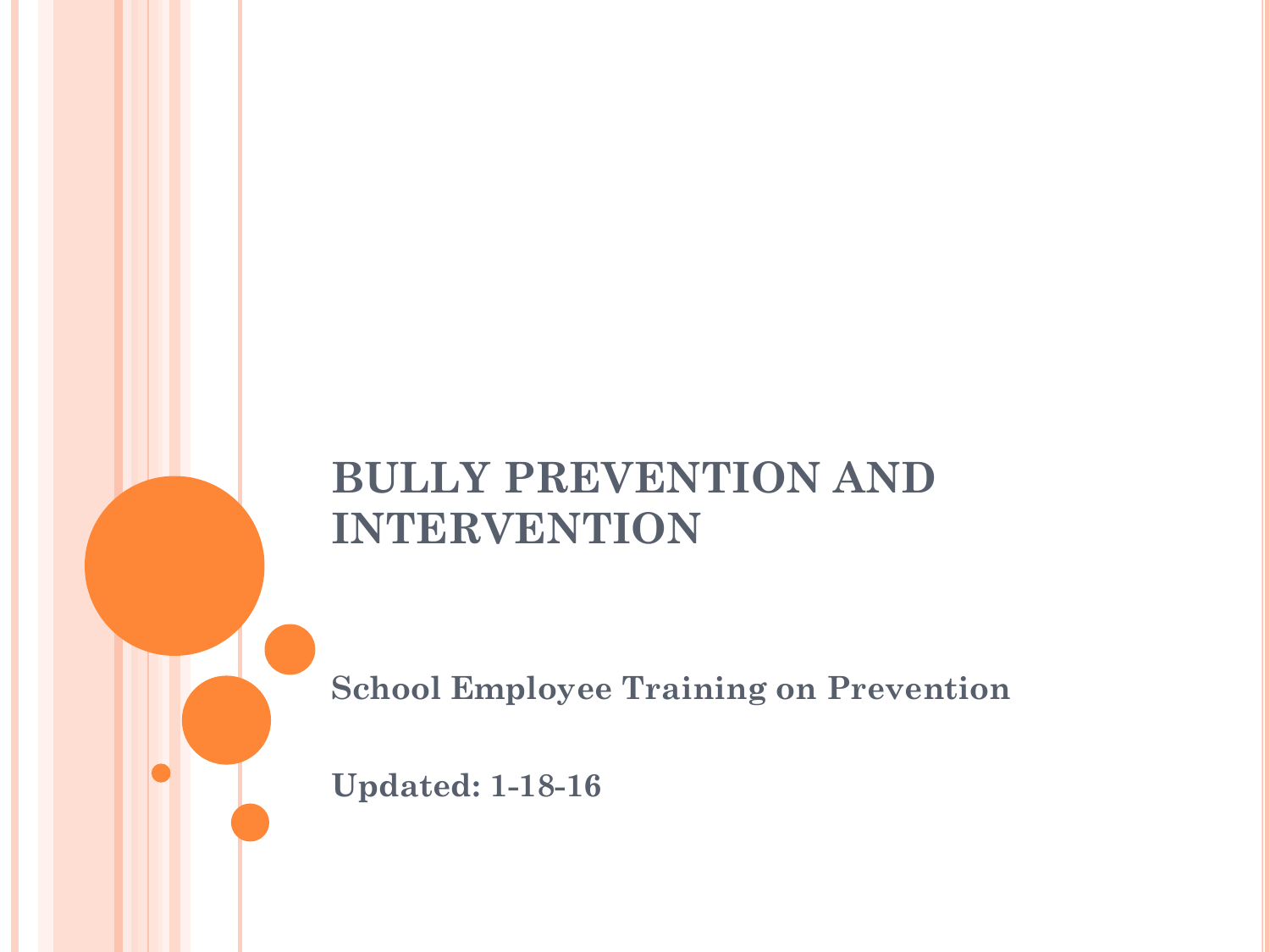# BULLY PREVENTION AND INTERVENTION

**School Employee Training on Prevention**

**Updated: 1-18-16**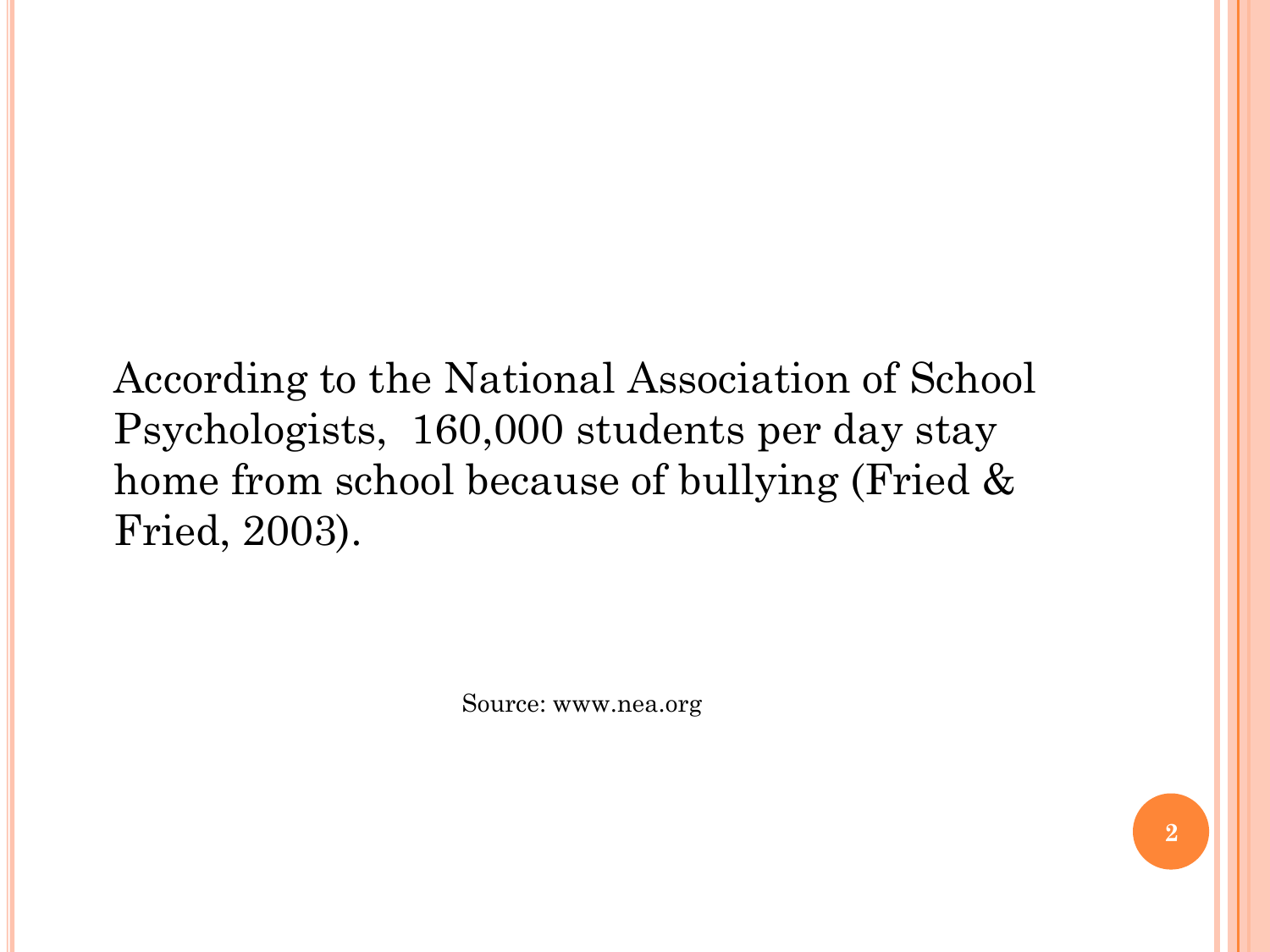According to the National Association of School Psychologists, 160,000 students per day stay home from school because of bullying (Fried & Fried, 2003).

Source: www.nea.org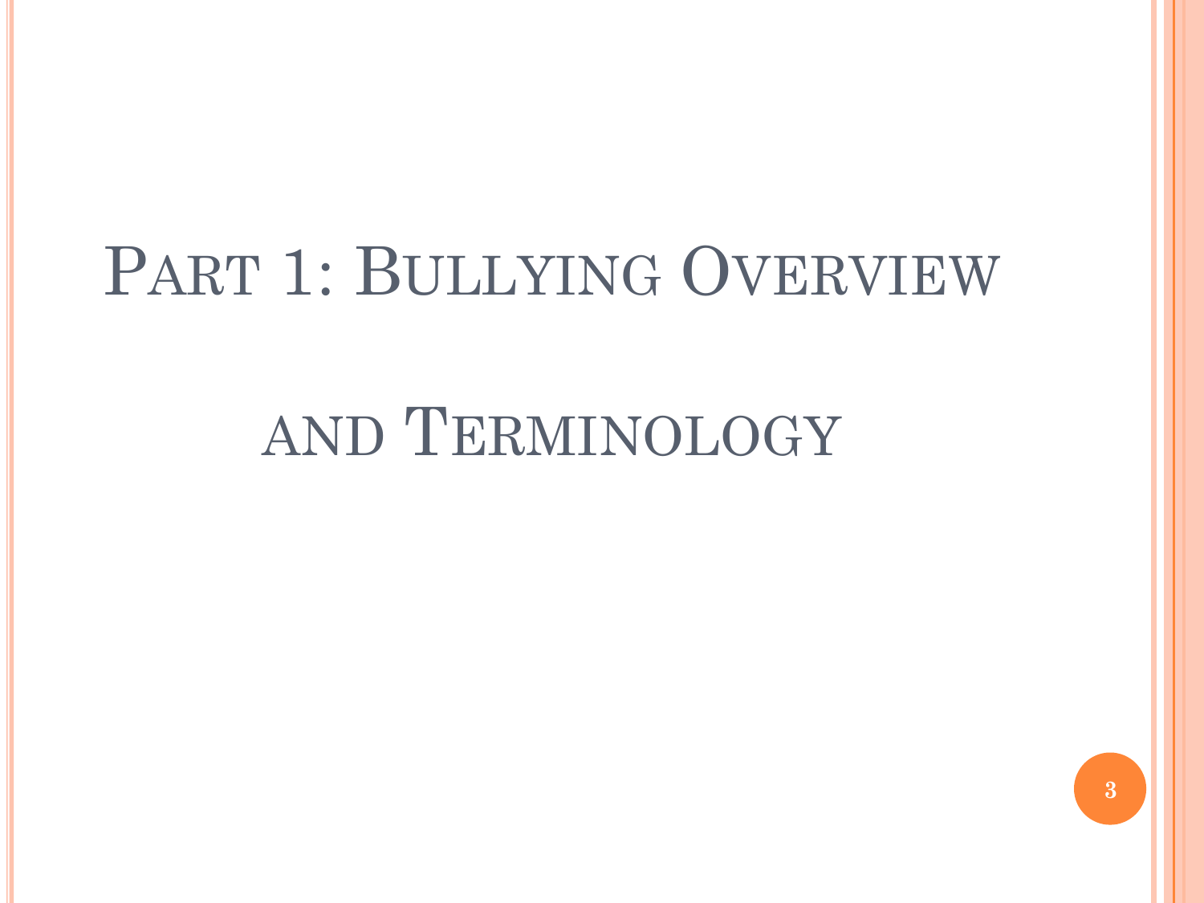# Part 1: Bullying Overview and Terminology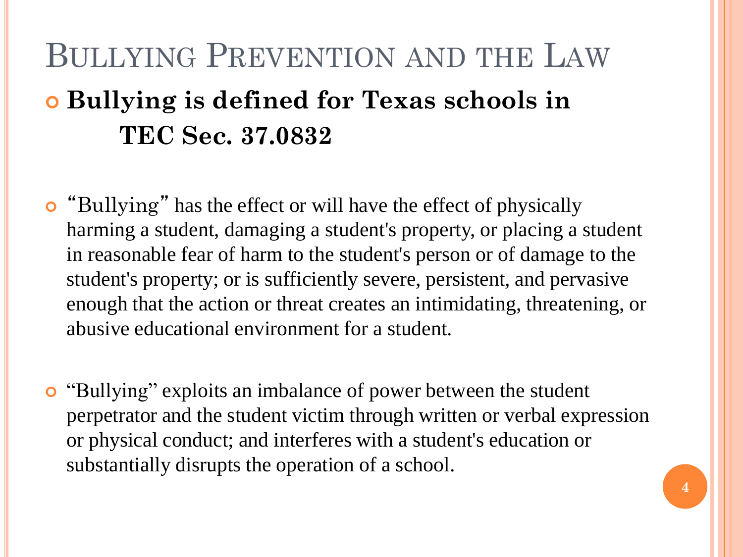# Bullying Prevention and the Law

- **Bullying is defined for Texas schools in TEC Sec. 37.0832**

- "Bullying" has the effect or will have the effect of physically harming a student, damaging a student's property, or placing a student in reasonable fear of harm to the student's person or of damage to the student's property; or is sufficiently severe, persistent, and pervasive enough that the action or threat creates an intimidating, threatening, or abusive educational environment for a student.

- "Bullying" exploits an imbalance of power between the student perpetrator and the student victim through written or verbal expression or physical conduct; and interferes with a student's education or substantially disrupts the operation of a school.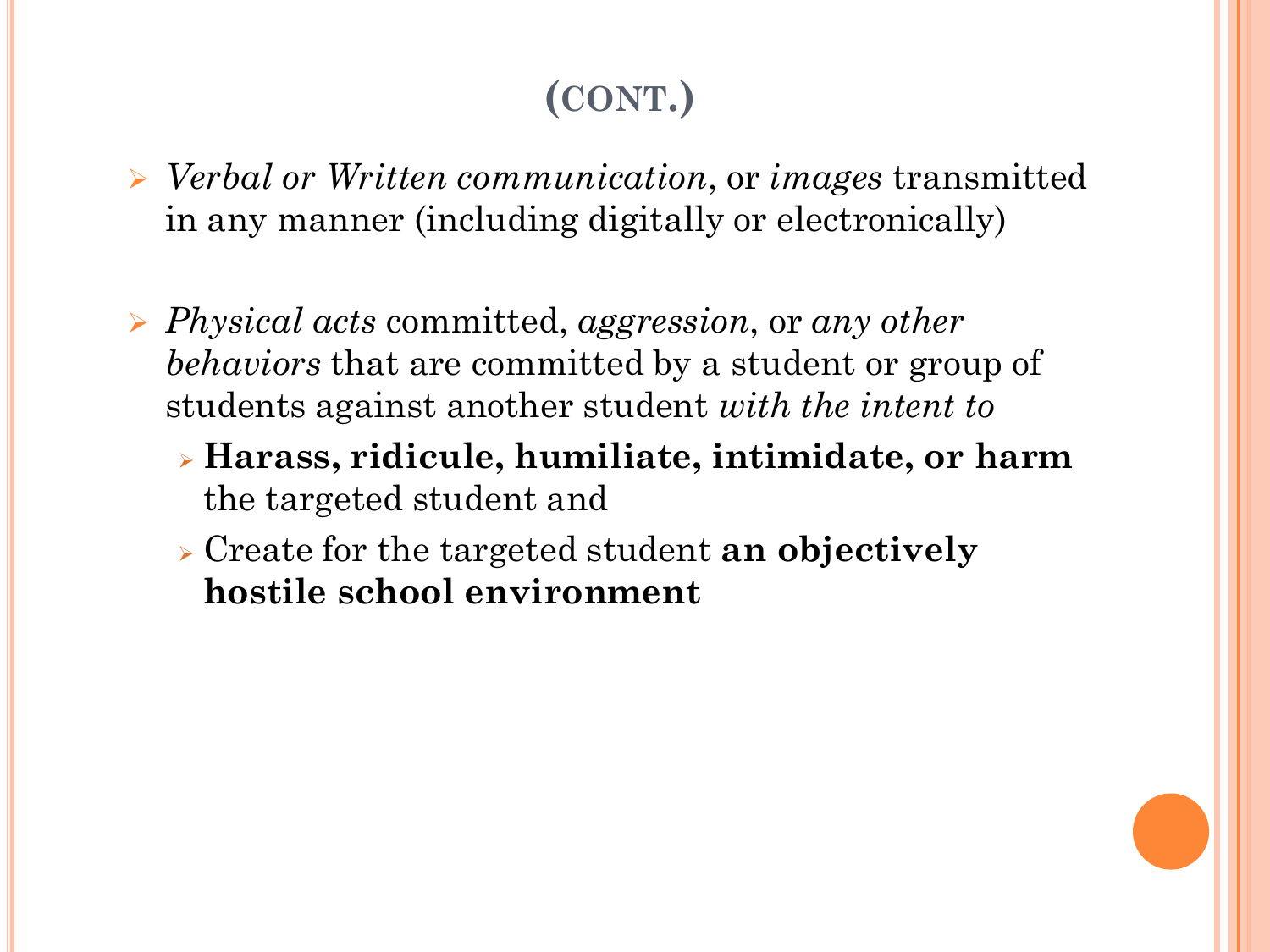## (CONT.)

- *Verbal or Written communication*, or *images* transmitted in any manner (including digitally or electronically)

- *Physical acts* committed, *aggression*, or *any other behaviors* that are committed by a student or group of students against another student *with the intent to*
  - **Harass, ridicule, humiliate, intimidate, or harm** the targeted student and
  - Create for the targeted student **an objectively hostile school environment**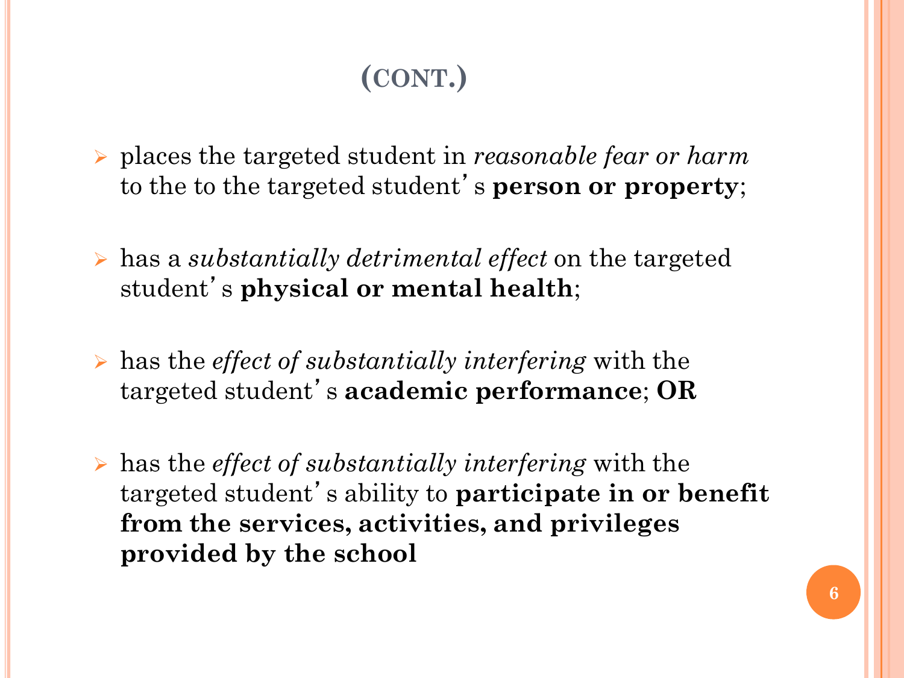## (CONT.)

- places the targeted student in *reasonable fear or harm* to the to the targeted student's **person or property**;
- has a *substantially detrimental effect* on the targeted student's **physical or mental health**;
- has the *effect of substantially interfering* with the targeted student's **academic performance**; **OR**
- has the *effect of substantially interfering* with the targeted student's ability to **participate in or benefit from the services, activities, and privileges provided by the school**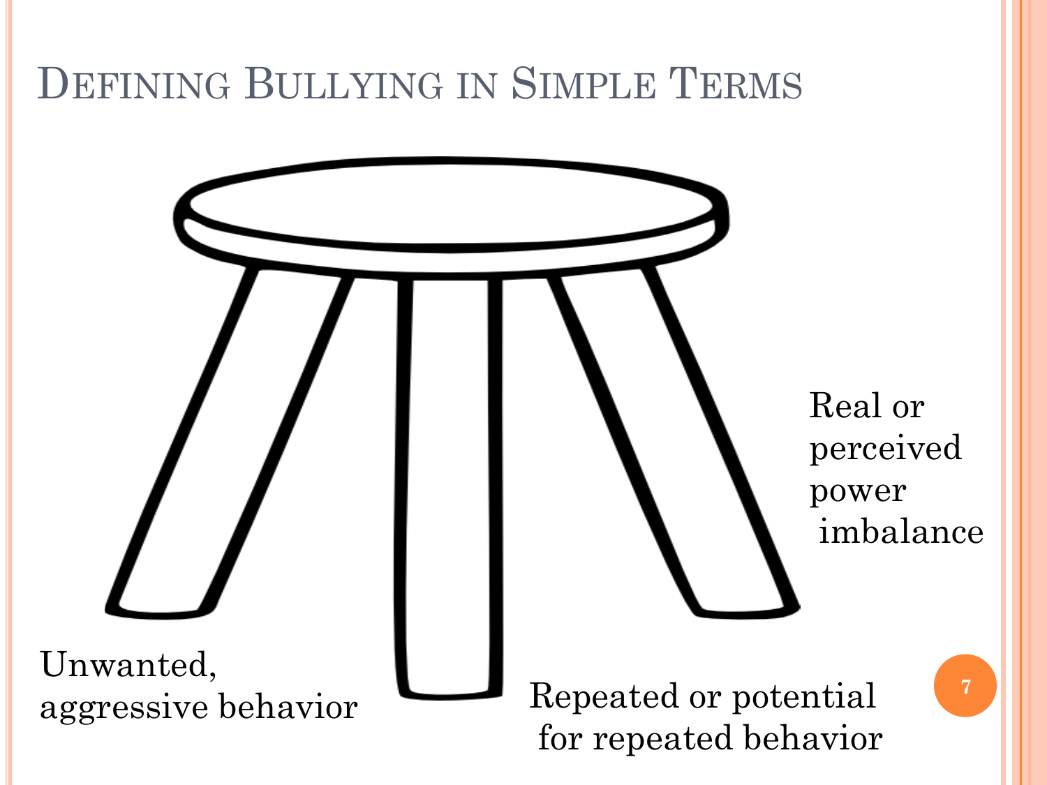# Defining Bullying in Simple Terms

Real or perceived power imbalance

Unwanted, aggressive behavior

Repeated or potential for repeated behavior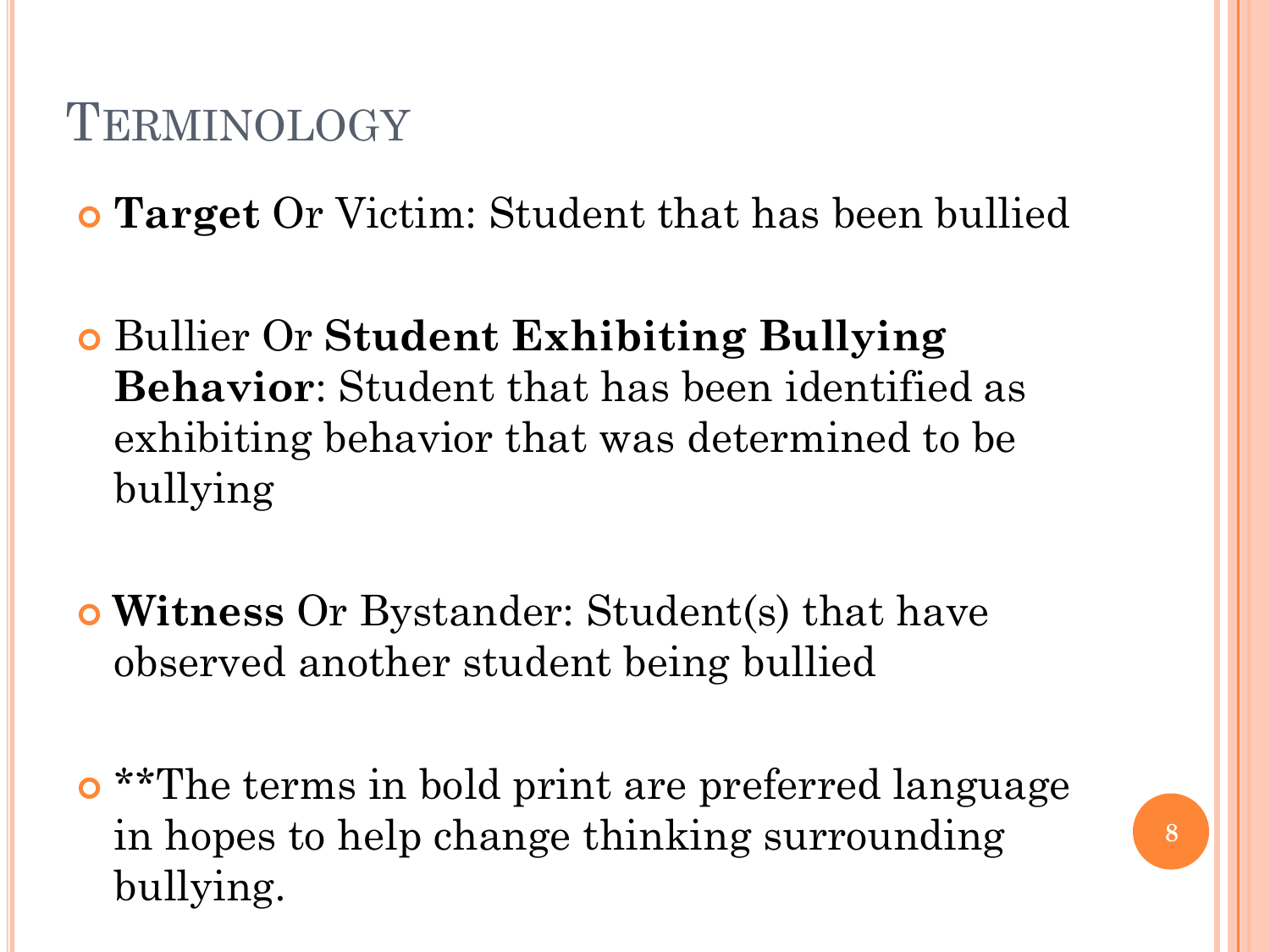# Terminology

- **Target** Or Victim: Student that has been bullied

- Bullier Or **Student Exhibiting Bullying Behavior**: Student that has been identified as exhibiting behavior that was determined to be bullying

- **Witness** Or Bystander: Student(s) that have observed another student being bullied

- **The terms in bold print are preferred language in hopes to help change thinking surrounding bullying.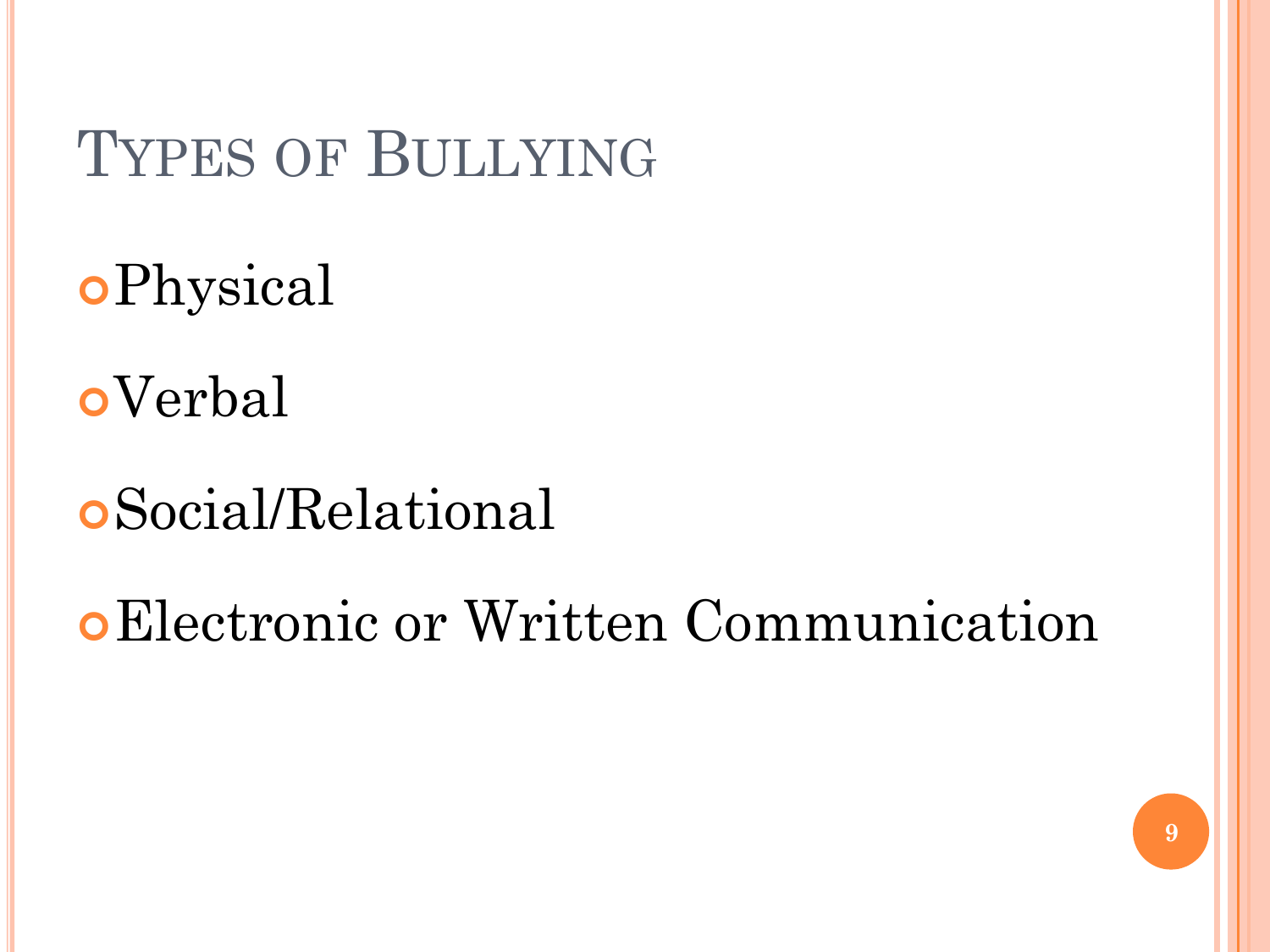# Types of Bullying

- Physical
- Verbal
- Social/Relational
- Electronic or Written Communication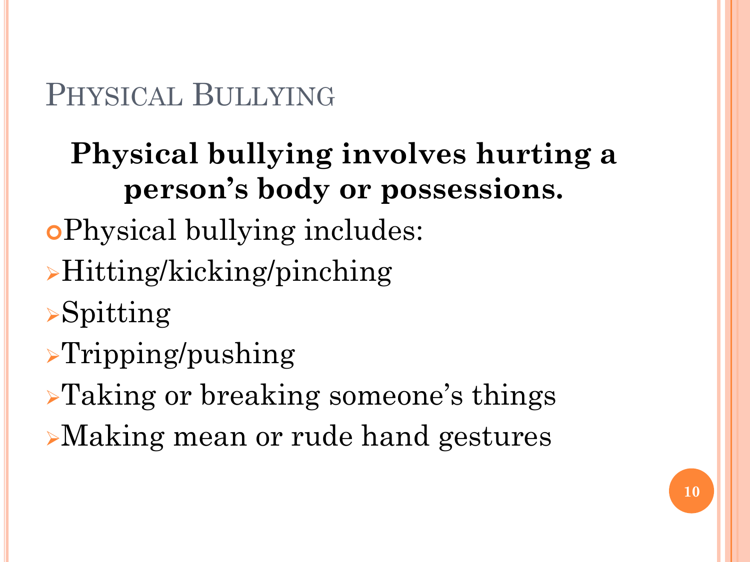## Physical Bullying

**Physical bullying involves hurting a person's body or possessions.**

- Physical bullying includes:
  - Hitting/kicking/pinching
  - Spitting
  - Tripping/pushing
  - Taking or breaking someone's things
  - Making mean or rude hand gestures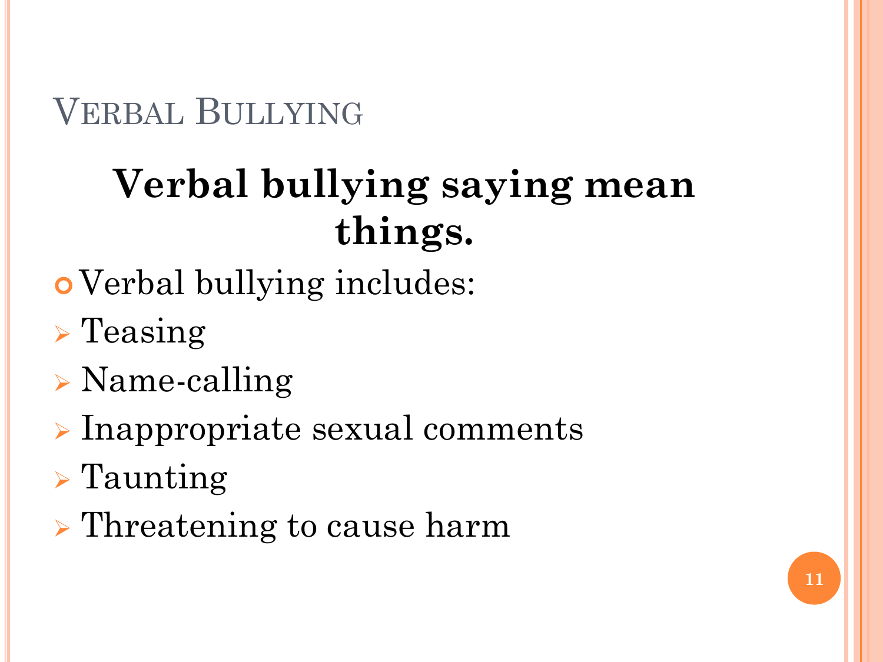## Verbal Bullying

**Verbal bullying saying mean things.**

- Verbal bullying includes:
  - Teasing
  - Name-calling
  - Inappropriate sexual comments
  - Taunting
  - Threatening to cause harm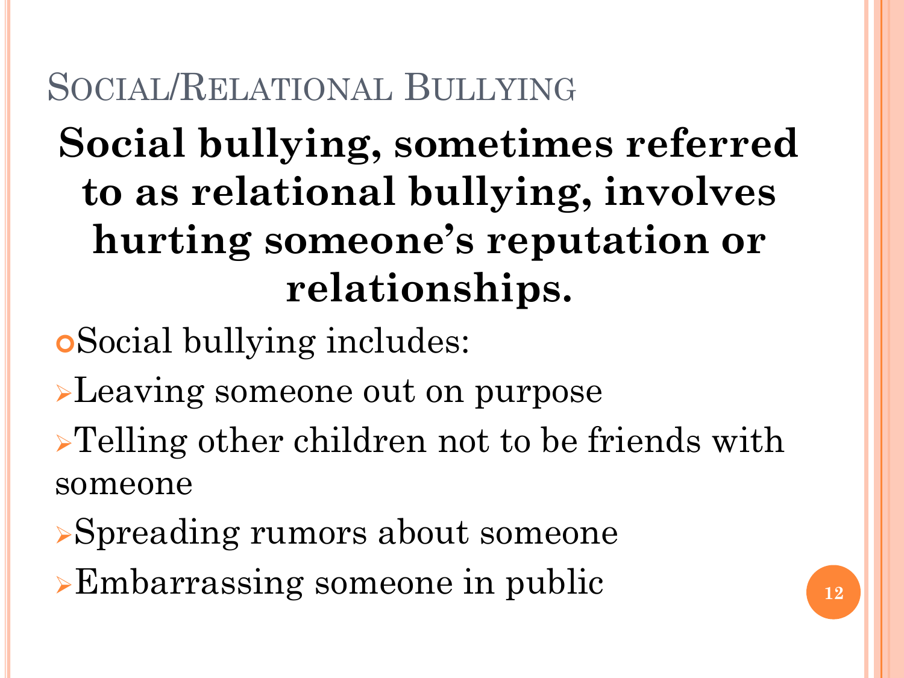# Social/Relational Bullying

**Social bullying, sometimes referred to as relational bullying, involves hurting someone's reputation or relationships.**

- Social bullying includes:
  - Leaving someone out on purpose
  - Telling other children not to be friends with someone
  - Spreading rumors about someone
  - Embarrassing someone in public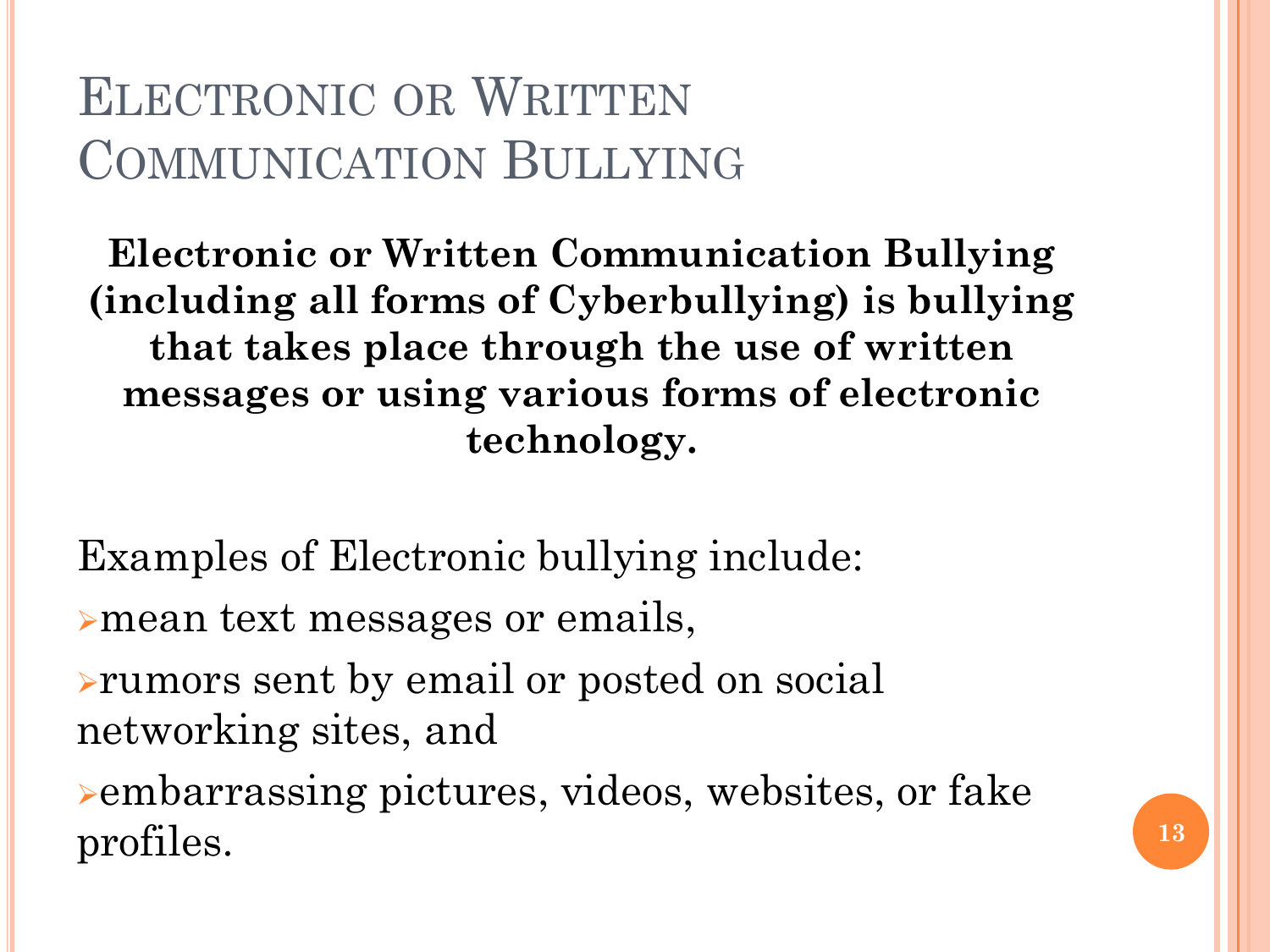# Electronic or Written Communication Bullying

**Electronic or Written Communication Bullying (including all forms of Cyberbullying) is bullying that takes place through the use of written messages or using various forms of electronic technology.**

Examples of Electronic bullying include:

- mean text messages or emails,
- rumors sent by email or posted on social networking sites, and
- embarrassing pictures, videos, websites, or fake profiles.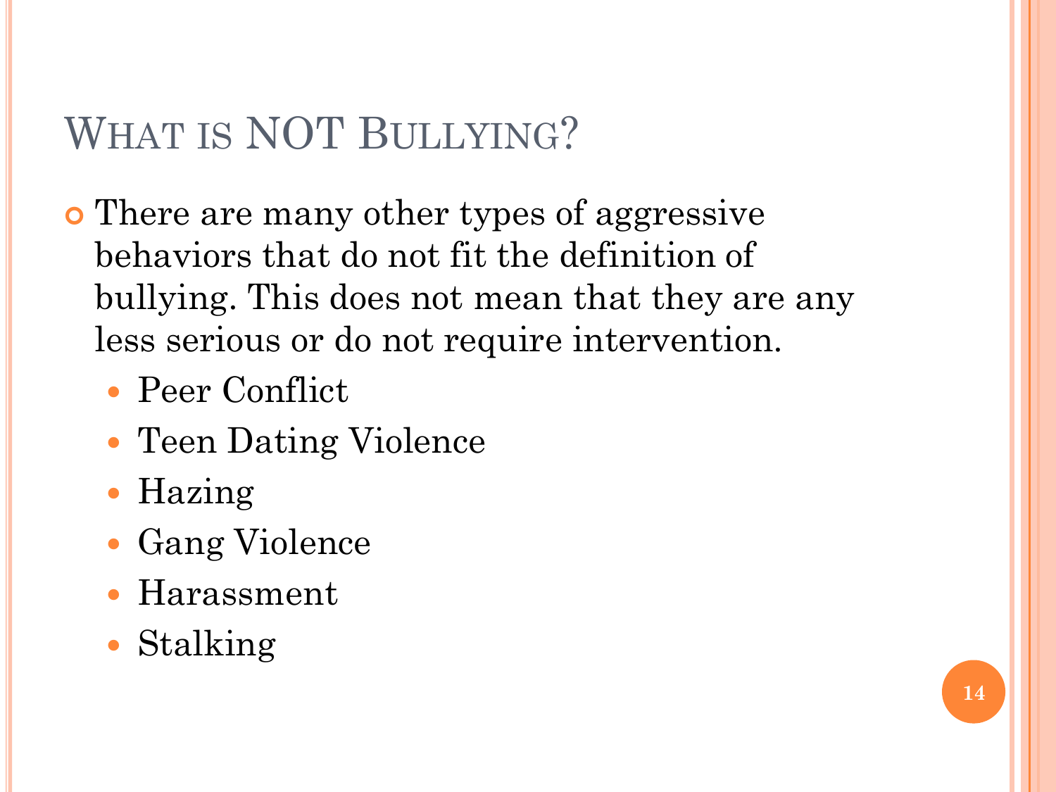# What is NOT Bullying?

- There are many other types of aggressive behaviors that do not fit the definition of bullying. This does not mean that they are any less serious or do not require intervention.
  - Peer Conflict
  - Teen Dating Violence
  - Hazing
  - Gang Violence
  - Harassment
  - Stalking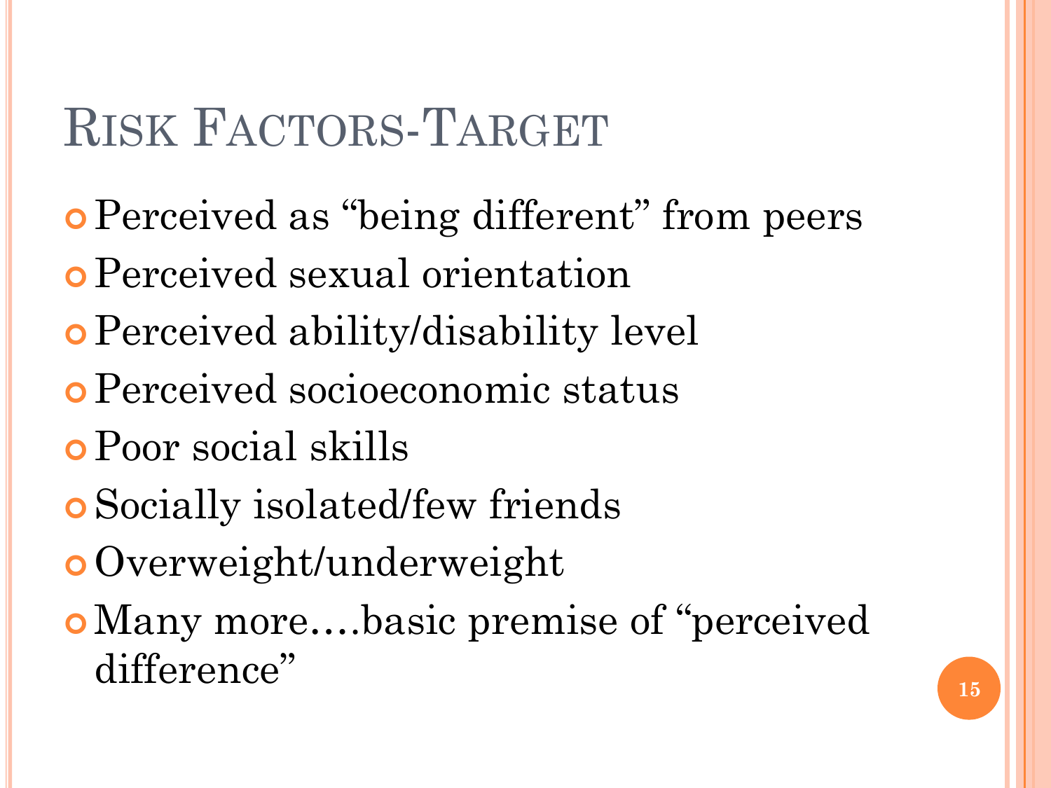# Risk Factors-Target

- Perceived as “being different” from peers
- Perceived sexual orientation
- Perceived ability/disability level
- Perceived socioeconomic status
- Poor social skills
- Socially isolated/few friends
- Overweight/underweight
- Many more….basic premise of “perceived difference”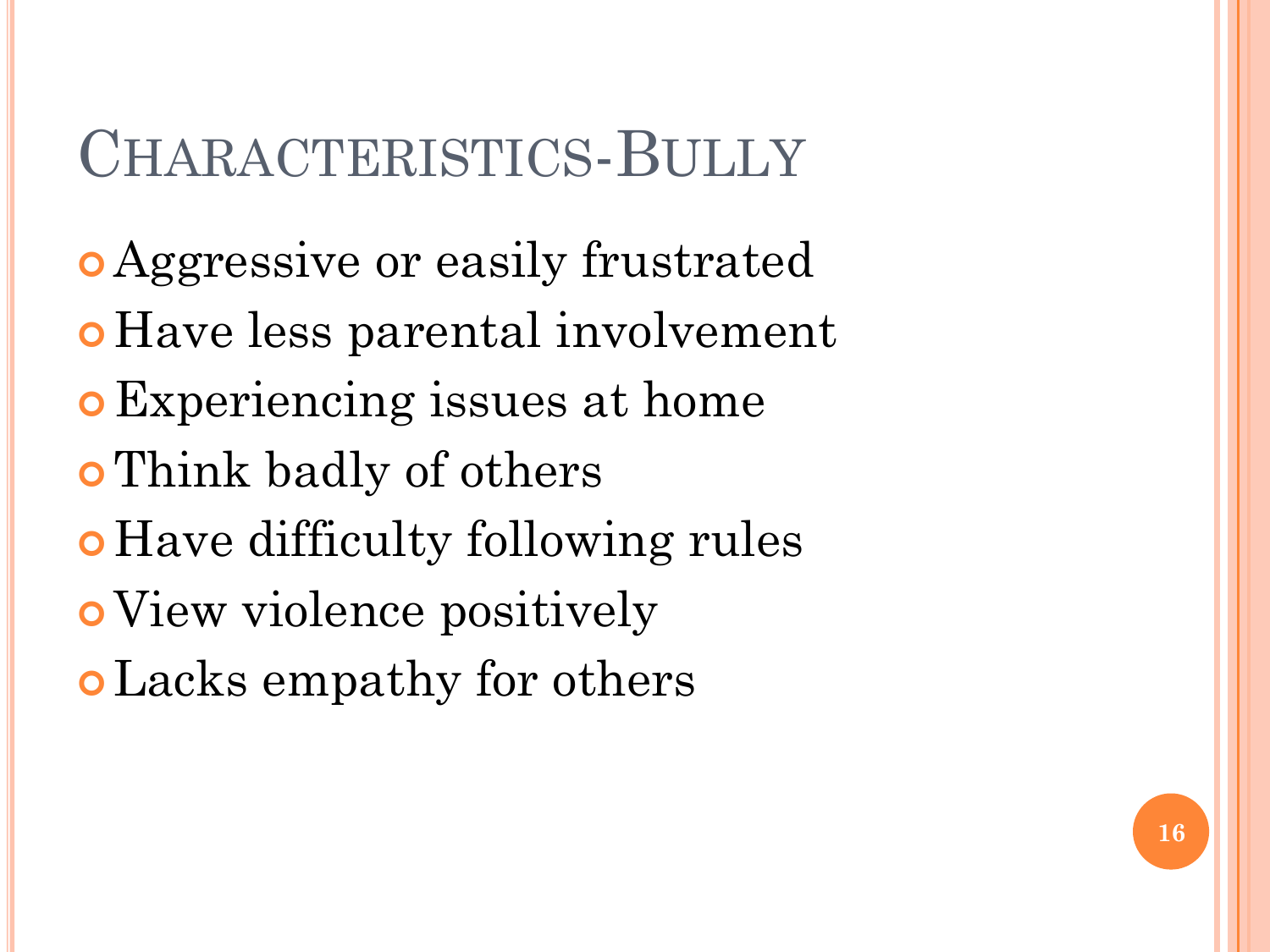# Characteristics-Bully

- Aggressive or easily frustrated
- Have less parental involvement
- Experiencing issues at home
- Think badly of others
- Have difficulty following rules
- View violence positively
- Lacks empathy for others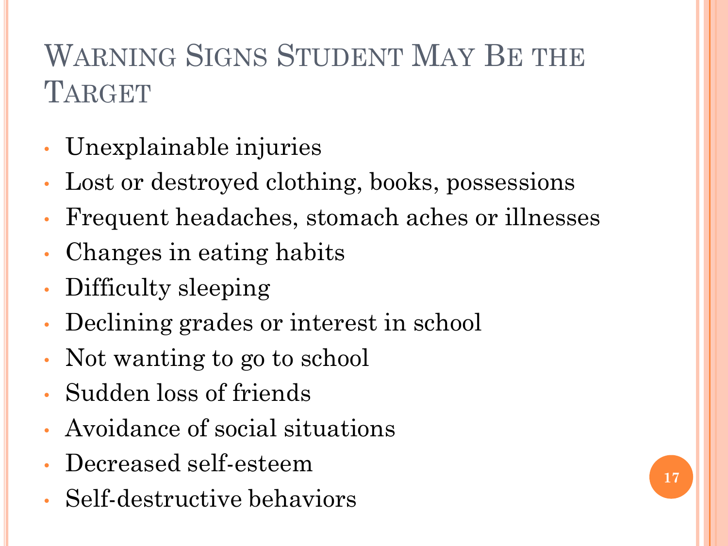# Warning Signs Student May Be the Target

- Unexplainable injuries
- Lost or destroyed clothing, books, possessions
- Frequent headaches, stomach aches or illnesses
- Changes in eating habits
- Difficulty sleeping
- Declining grades or interest in school
- Not wanting to go to school
- Sudden loss of friends
- Avoidance of social situations
- Decreased self-esteem
- Self-destructive behaviors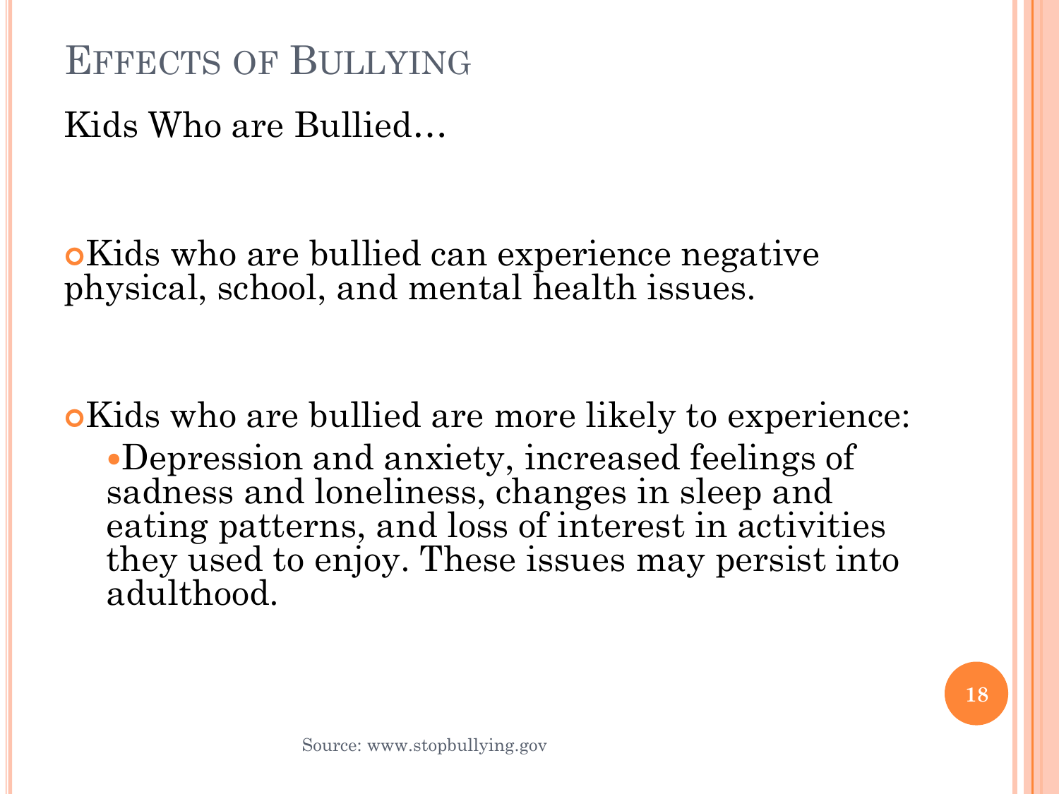# Effects of Bullying

Kids Who are Bullied…

- Kids who are bullied can experience negative physical, school, and mental health issues.

- Kids who are bullied are more likely to experience:
  - Depression and anxiety, increased feelings of sadness and loneliness, changes in sleep and eating patterns, and loss of interest in activities they used to enjoy. These issues may persist into adulthood.

Source: www.stopbullying.gov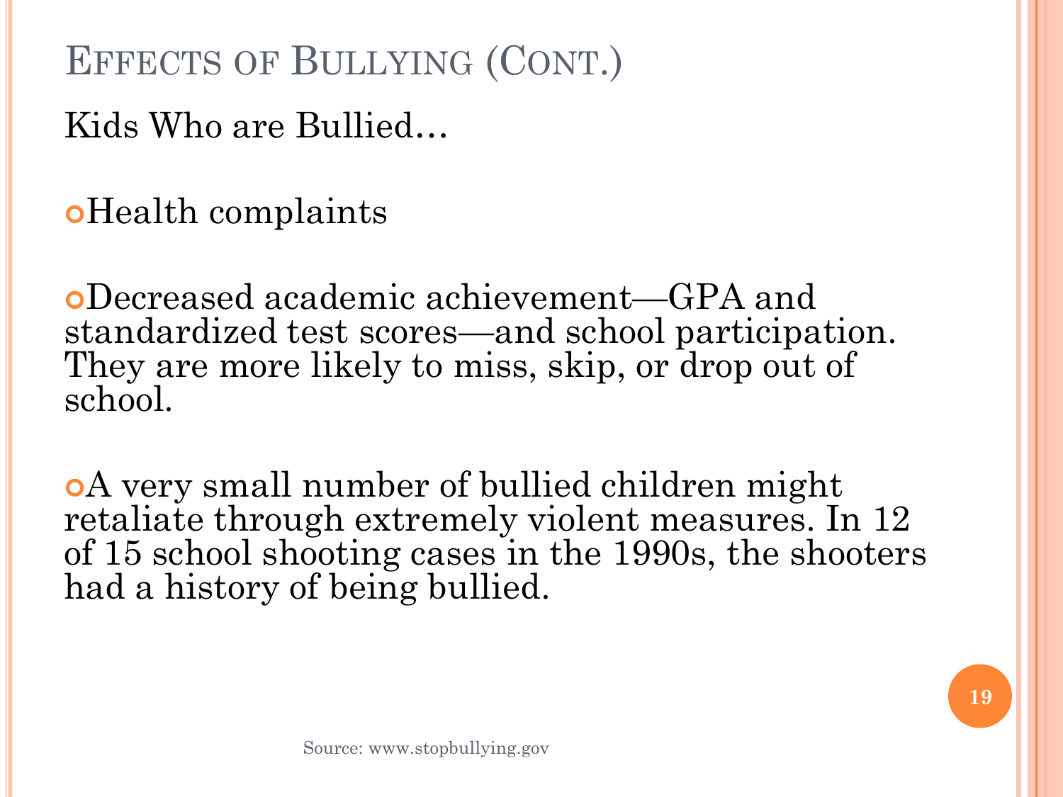# Effects of Bullying (Cont.)

Kids Who are Bullied…

- Health complaints

- Decreased academic achievement—GPA and standardized test scores—and school participation. They are more likely to miss, skip, or drop out of school.

- A very small number of bullied children might retaliate through extremely violent measures. In 12 of 15 school shooting cases in the 1990s, the shooters had a history of being bullied.

Source: www.stopbullying.gov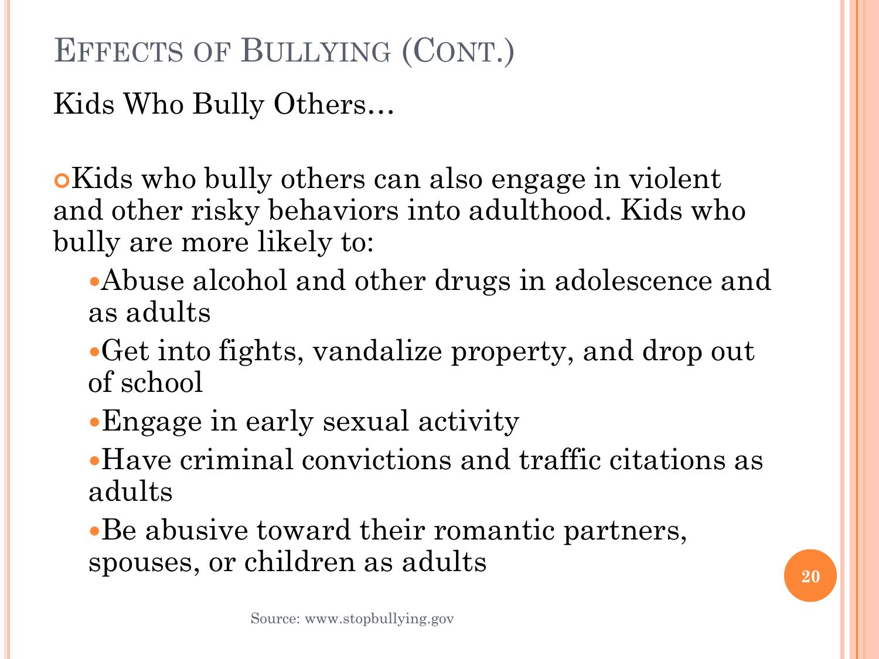# Effects of Bullying (Cont.)

Kids Who Bully Others…

- Kids who bully others can also engage in violent and other risky behaviors into adulthood. Kids who bully are more likely to:
  - Abuse alcohol and other drugs in adolescence and as adults
  - Get into fights, vandalize property, and drop out of school
  - Engage in early sexual activity
  - Have criminal convictions and traffic citations as adults
  - Be abusive toward their romantic partners, spouses, or children as adults

Source: www.stopbullying.gov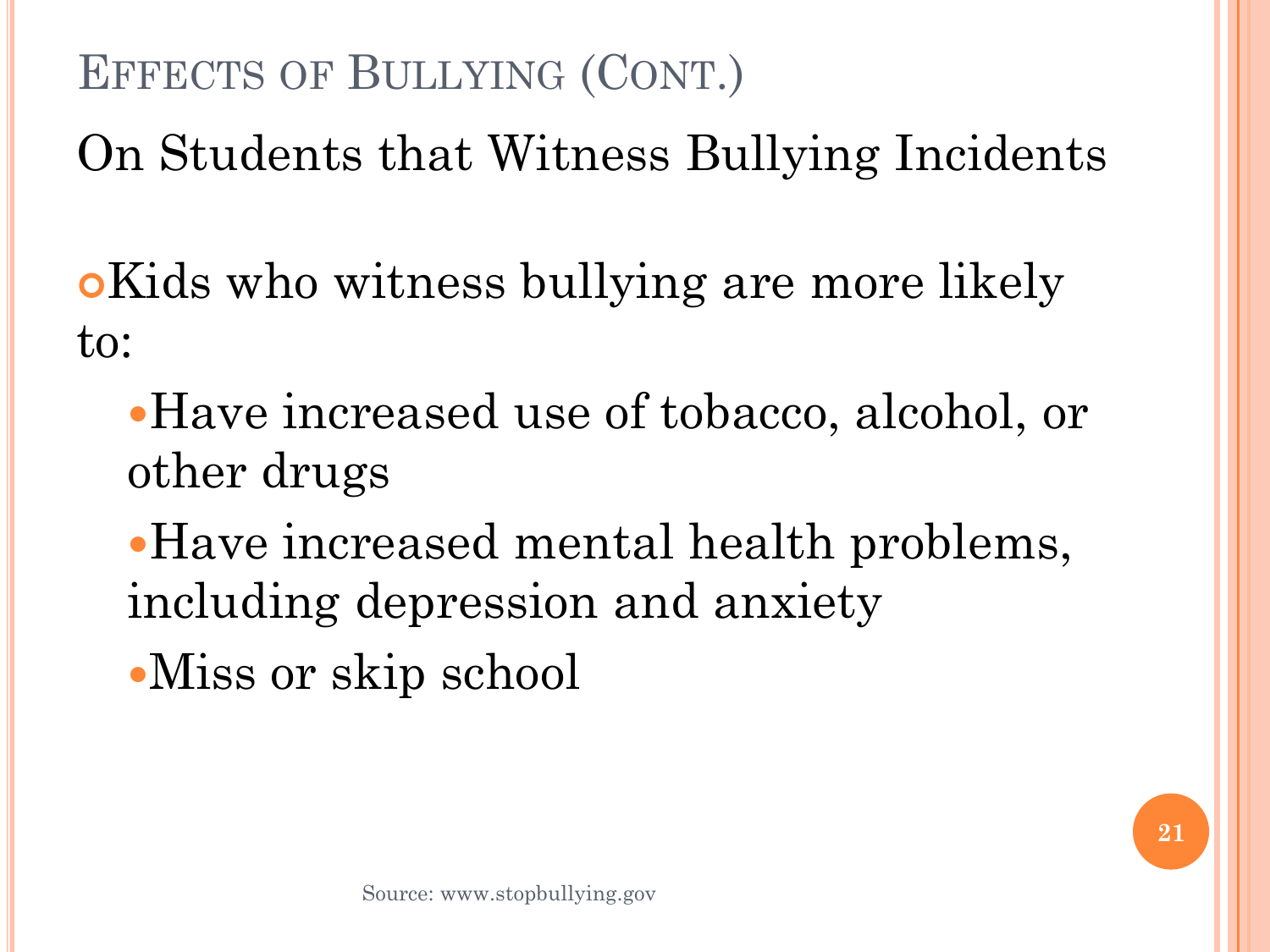# Effects of Bullying (Cont.)

## On Students that Witness Bullying Incidents

- Kids who witness bullying are more likely to:
  - Have increased use of tobacco, alcohol, or other drugs
  - Have increased mental health problems, including depression and anxiety
  - Miss or skip school

Source: www.stopbullying.gov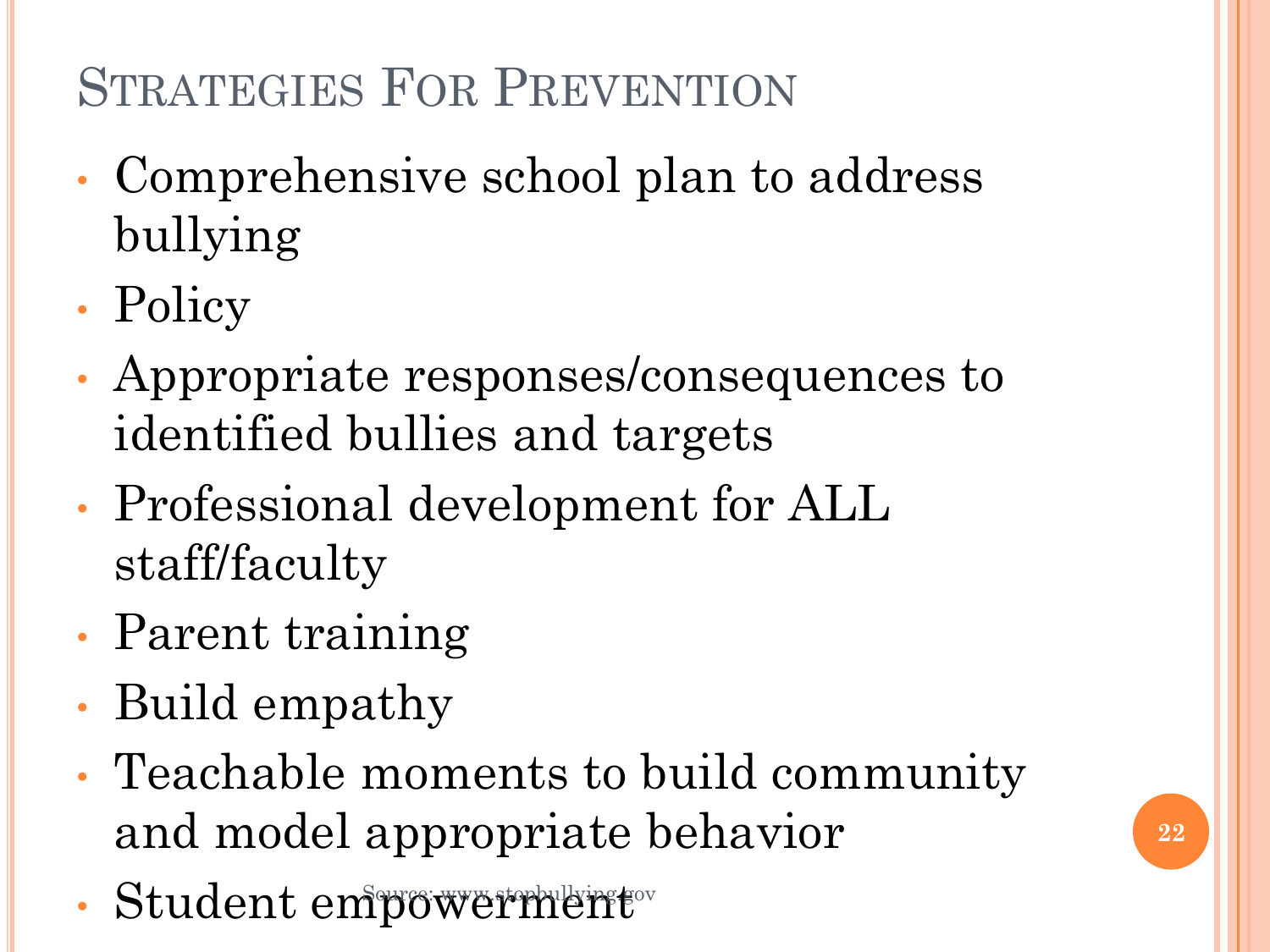# Strategies For Prevention

- Comprehensive school plan to address bullying
- Policy
- Appropriate responses/consequences to identified bullies and targets
- Professional development for ALL staff/faculty
- Parent training
- Build empathy
- Teachable moments to build community and model appropriate behavior
- Student empowerment

Source: www.stopbullying.gov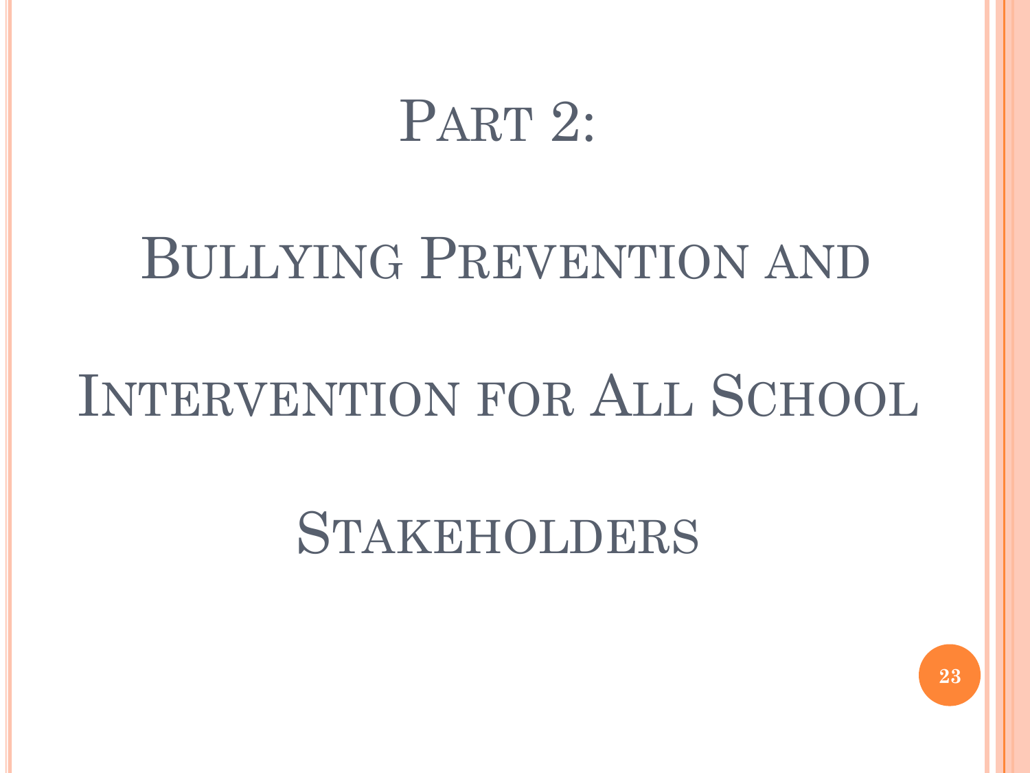# Part 2:

# Bullying Prevention and Intervention for All School Stakeholders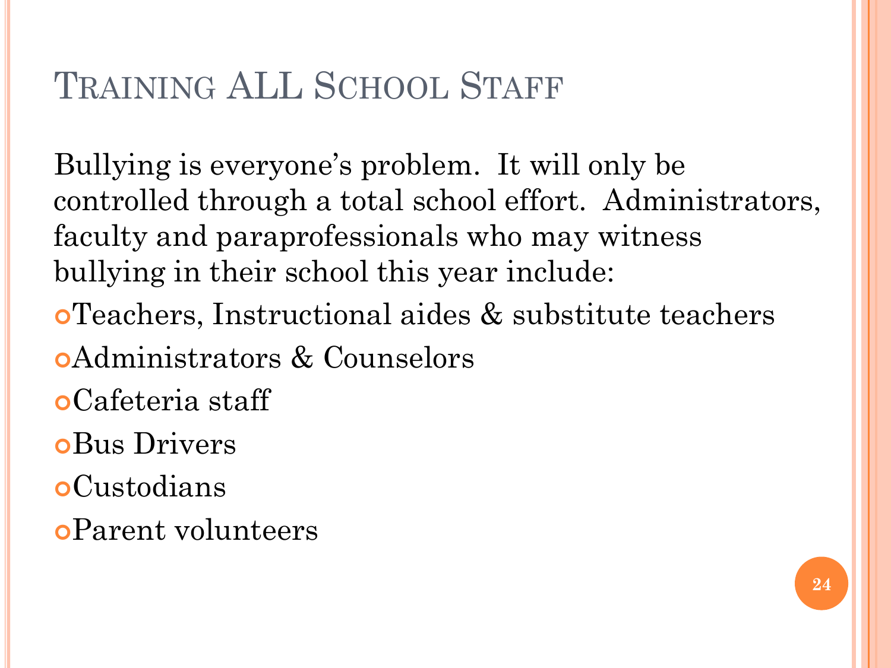# Training ALL School Staff

Bullying is everyone's problem. It will only be controlled through a total school effort. Administrators, faculty and paraprofessionals who may witness bullying in their school this year include:

- Teachers, Instructional aides & substitute teachers
- Administrators & Counselors
- Cafeteria staff
- Bus Drivers
- Custodians
- Parent volunteers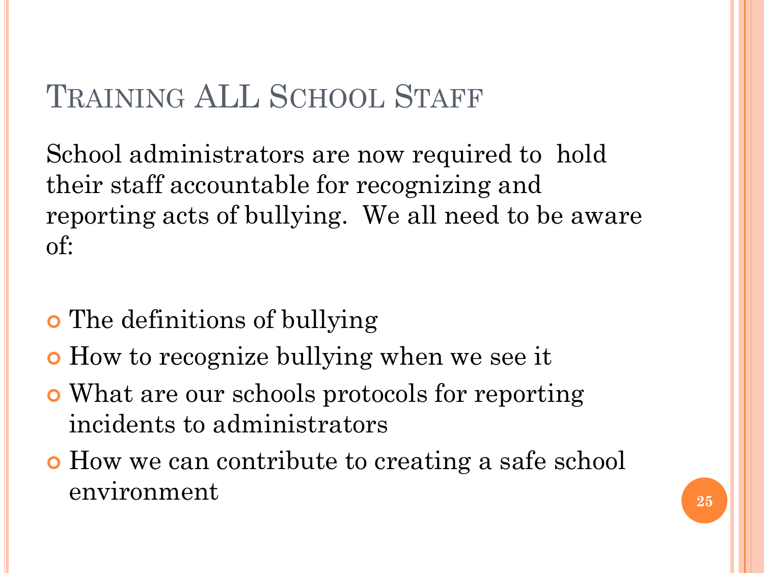# Training ALL School Staff

School administrators are now required to hold their staff accountable for recognizing and reporting acts of bullying. We all need to be aware of:

- The definitions of bullying
- How to recognize bullying when we see it
- What are our schools protocols for reporting incidents to administrators
- How we can contribute to creating a safe school environment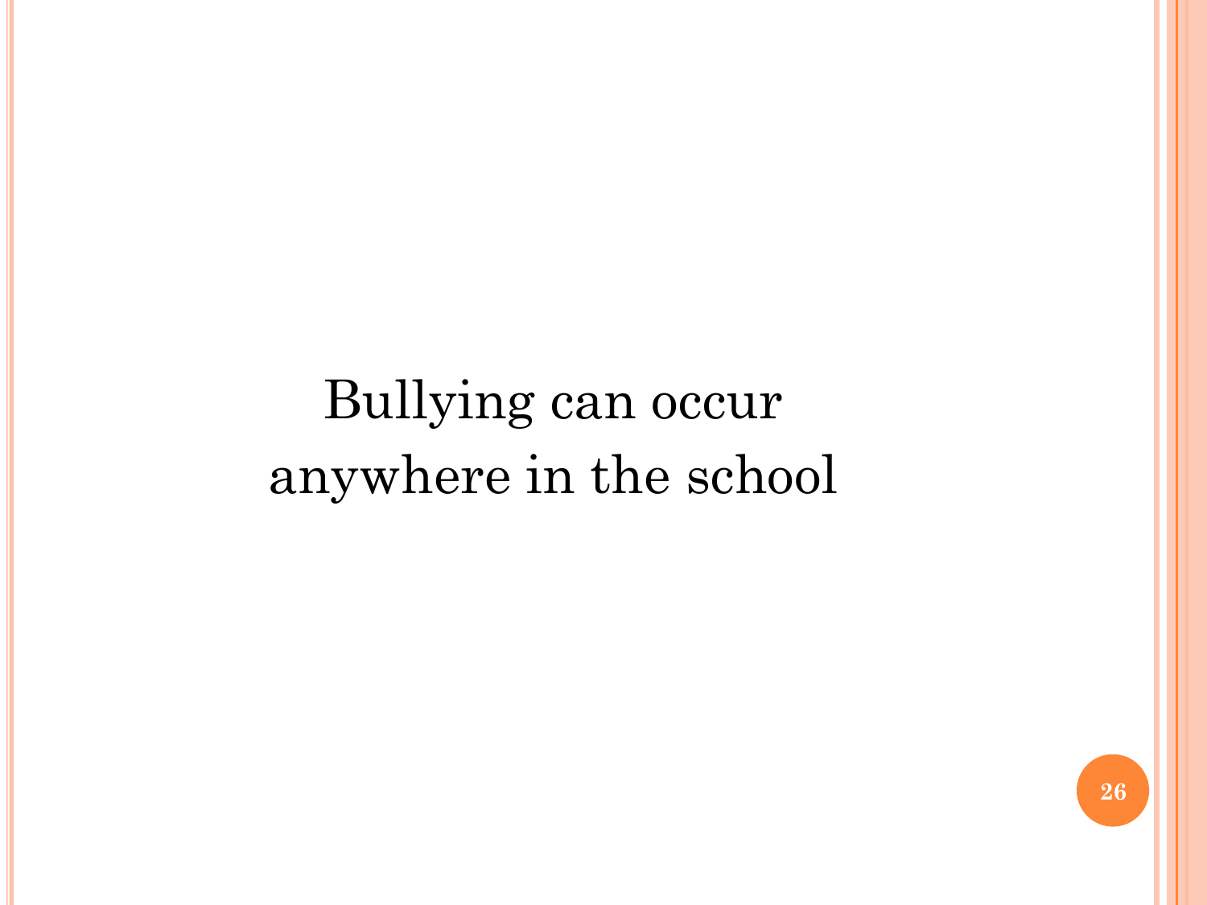Bullying can occur anywhere in the school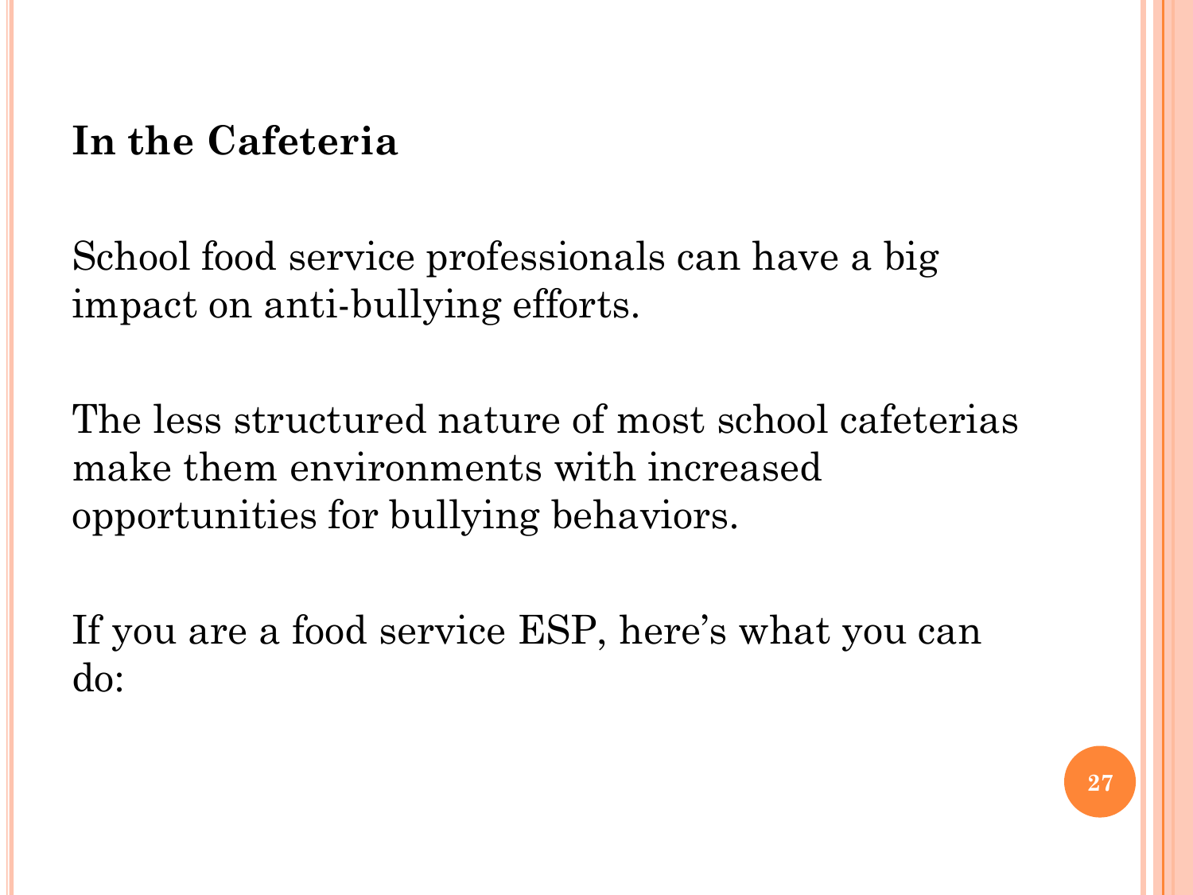## In the Cafeteria

School food service professionals can have a big impact on anti-bullying efforts.

The less structured nature of most school cafeterias make them environments with increased opportunities for bullying behaviors.

If you are a food service ESP, here's what you can do: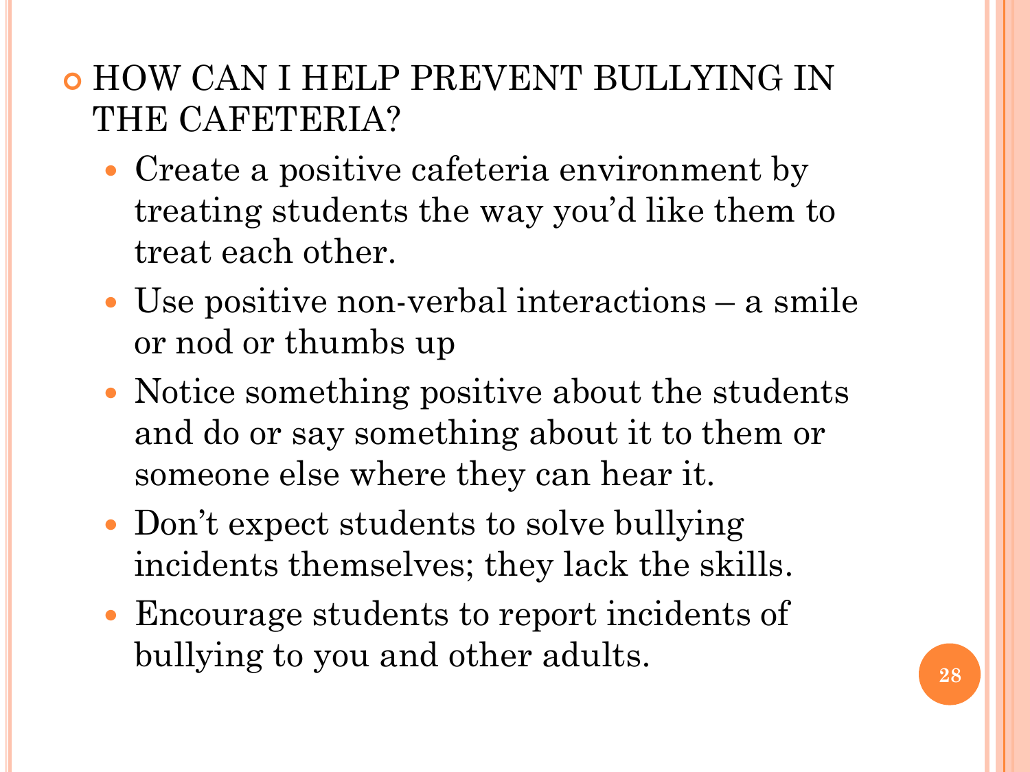- HOW CAN I HELP PREVENT BULLYING IN THE CAFETERIA?
  - Create a positive cafeteria environment by treating students the way you'd like them to treat each other.
  - Use positive non-verbal interactions – a smile or nod or thumbs up
  - Notice something positive about the students and do or say something about it to them or someone else where they can hear it.
  - Don't expect students to solve bullying incidents themselves; they lack the skills.
  - Encourage students to report incidents of bullying to you and other adults.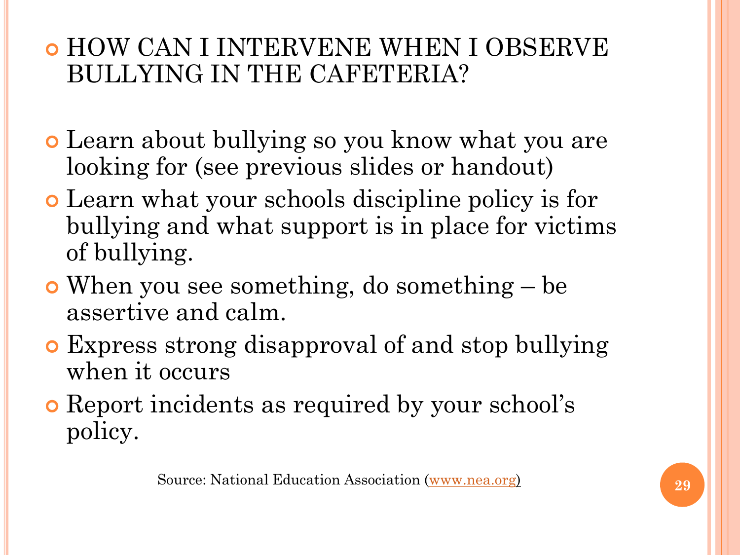- HOW CAN I INTERVENE WHEN I OBSERVE BULLYING IN THE CAFETERIA?

- Learn about bullying so you know what you are looking for (see previous slides or handout)
- Learn what your schools discipline policy is for bullying and what support is in place for victims of bullying.
- When you see something, do something – be assertive and calm.
- Express strong disapproval of and stop bullying when it occurs
- Report incidents as required by your school's policy.

Source: National Education Association (www.nea.org)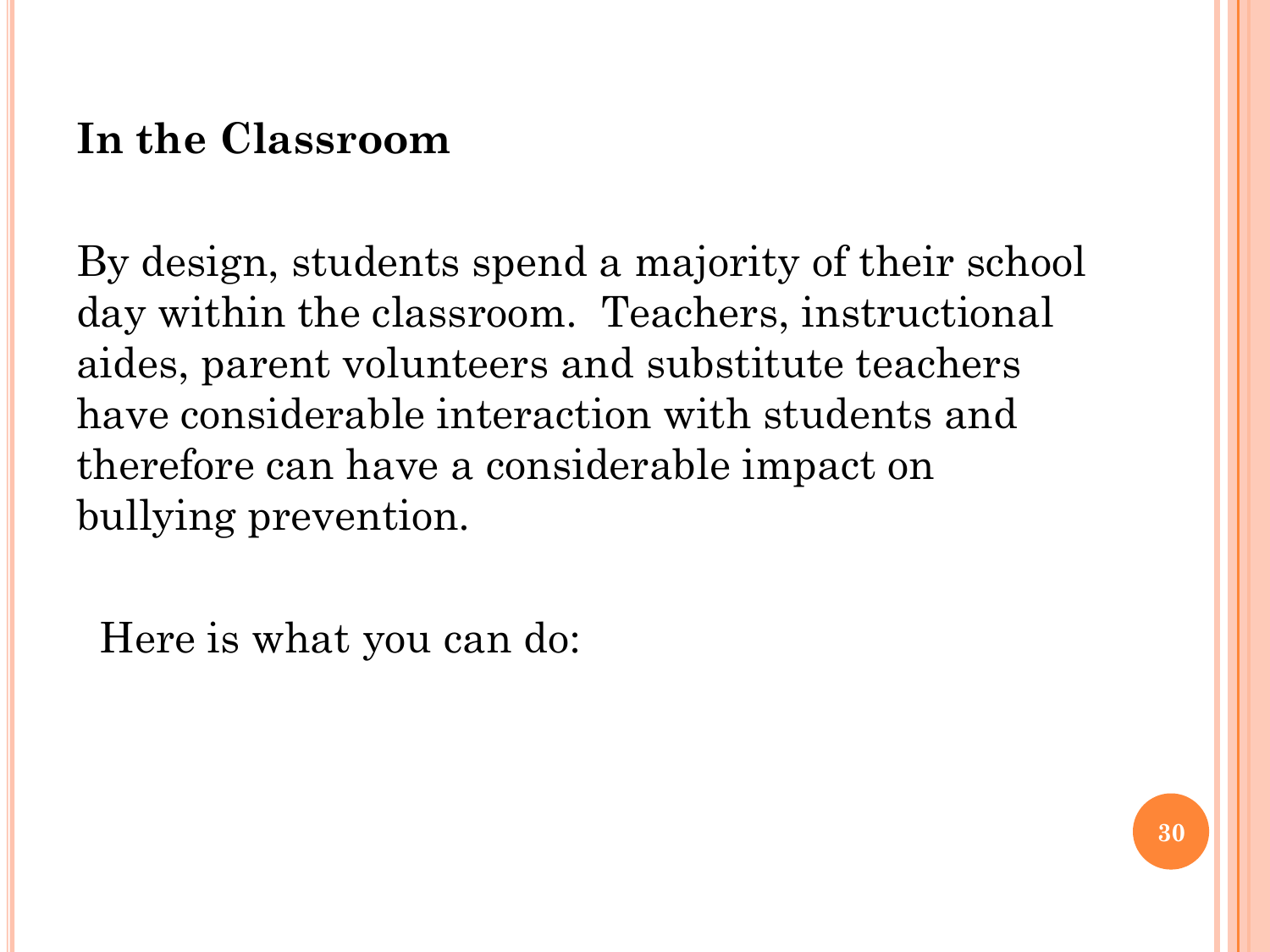## In the Classroom

By design, students spend a majority of their school day within the classroom. Teachers, instructional aides, parent volunteers and substitute teachers have considerable interaction with students and therefore can have a considerable impact on bullying prevention.

Here is what you can do: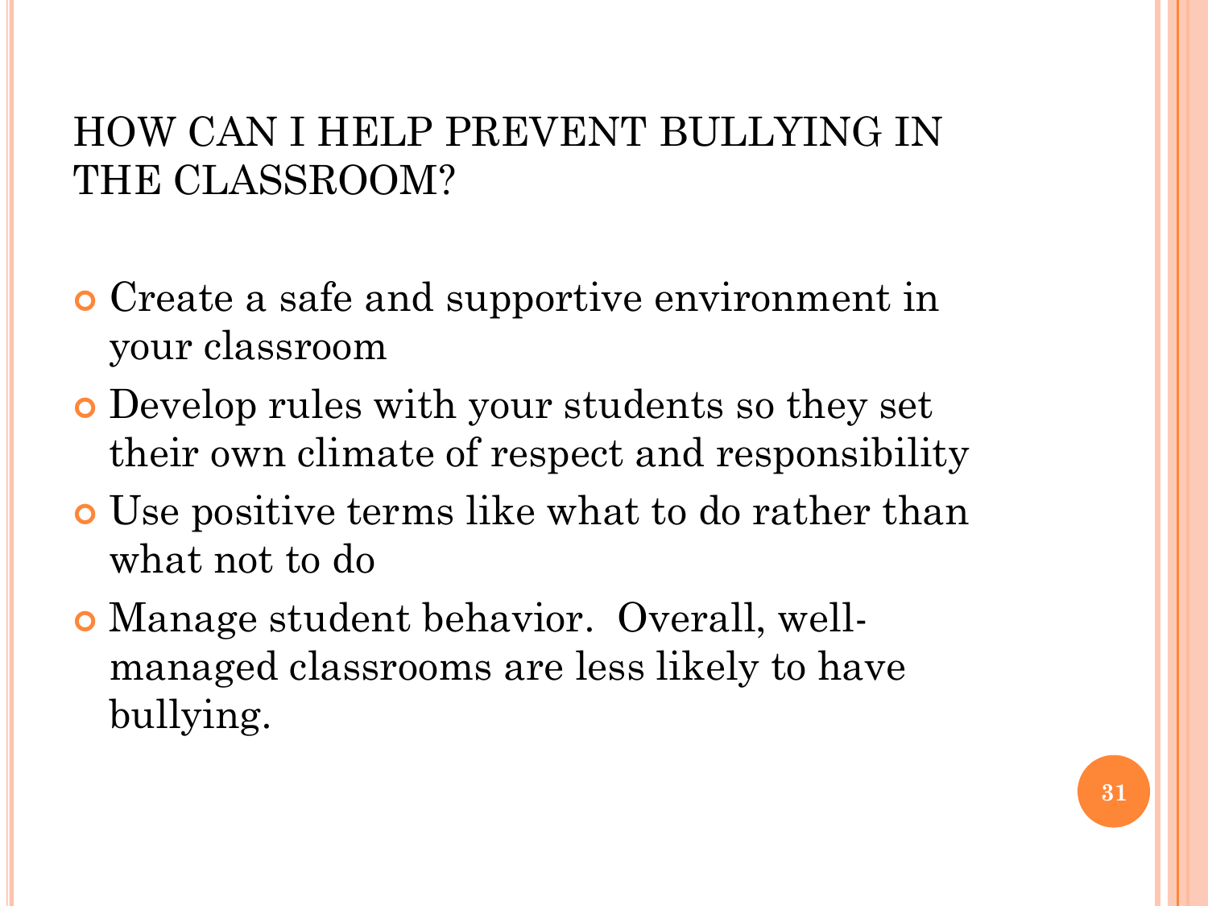## HOW CAN I HELP PREVENT BULLYING IN THE CLASSROOM?

- Create a safe and supportive environment in your classroom
- Develop rules with your students so they set their own climate of respect and responsibility
- Use positive terms like what to do rather than what not to do
- Manage student behavior. Overall, well-managed classrooms are less likely to have bullying.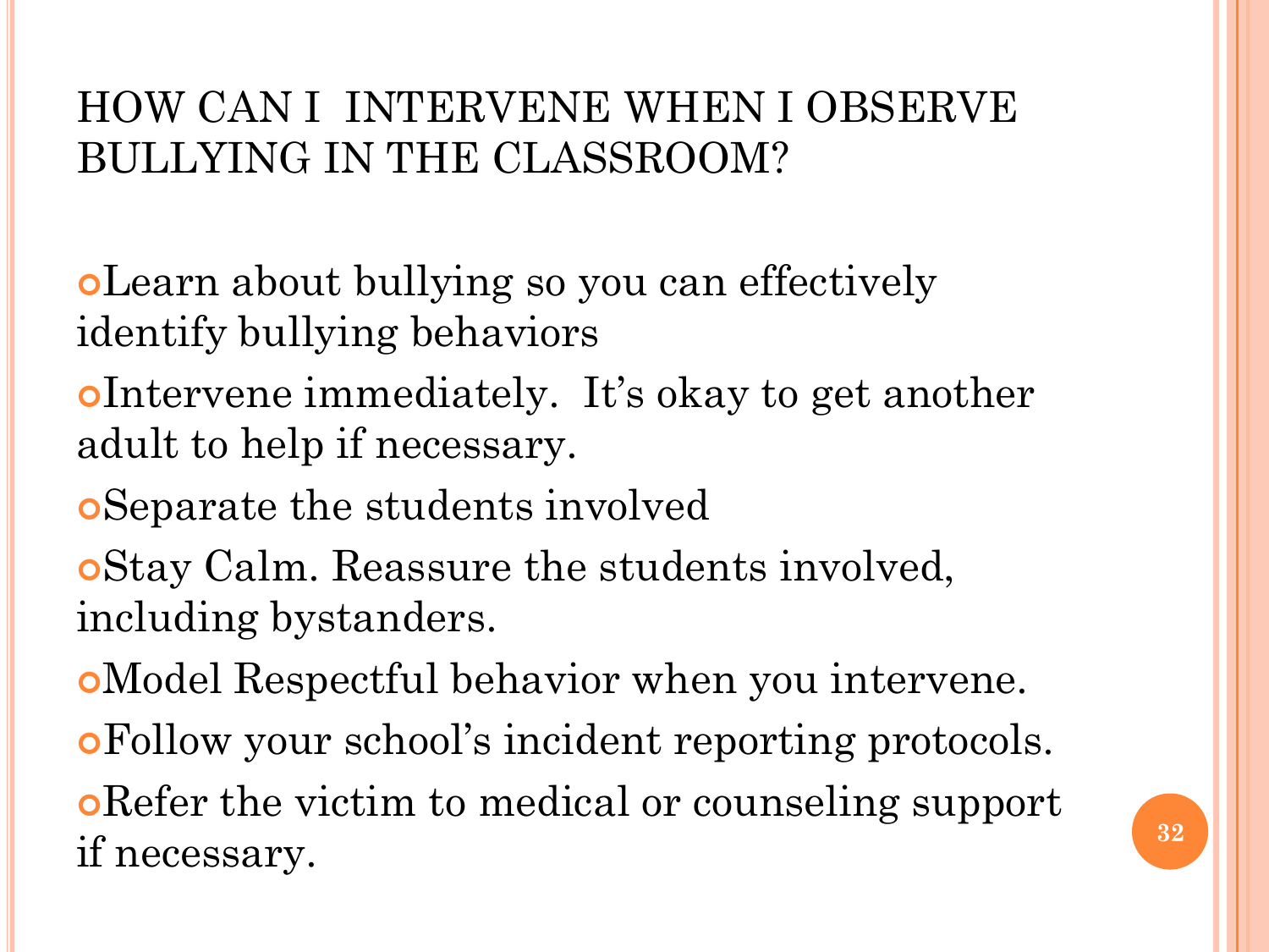# HOW CAN I  INTERVENE WHEN I OBSERVE BULLYING IN THE CLASSROOM?

- Learn about bullying so you can effectively identify bullying behaviors
- Intervene immediately.  It's okay to get another adult to help if necessary.
- Separate the students involved
- Stay Calm. Reassure the students involved, including bystanders.
- Model Respectful behavior when you intervene.
- Follow your school's incident reporting protocols.
- Refer the victim to medical or counseling support if necessary.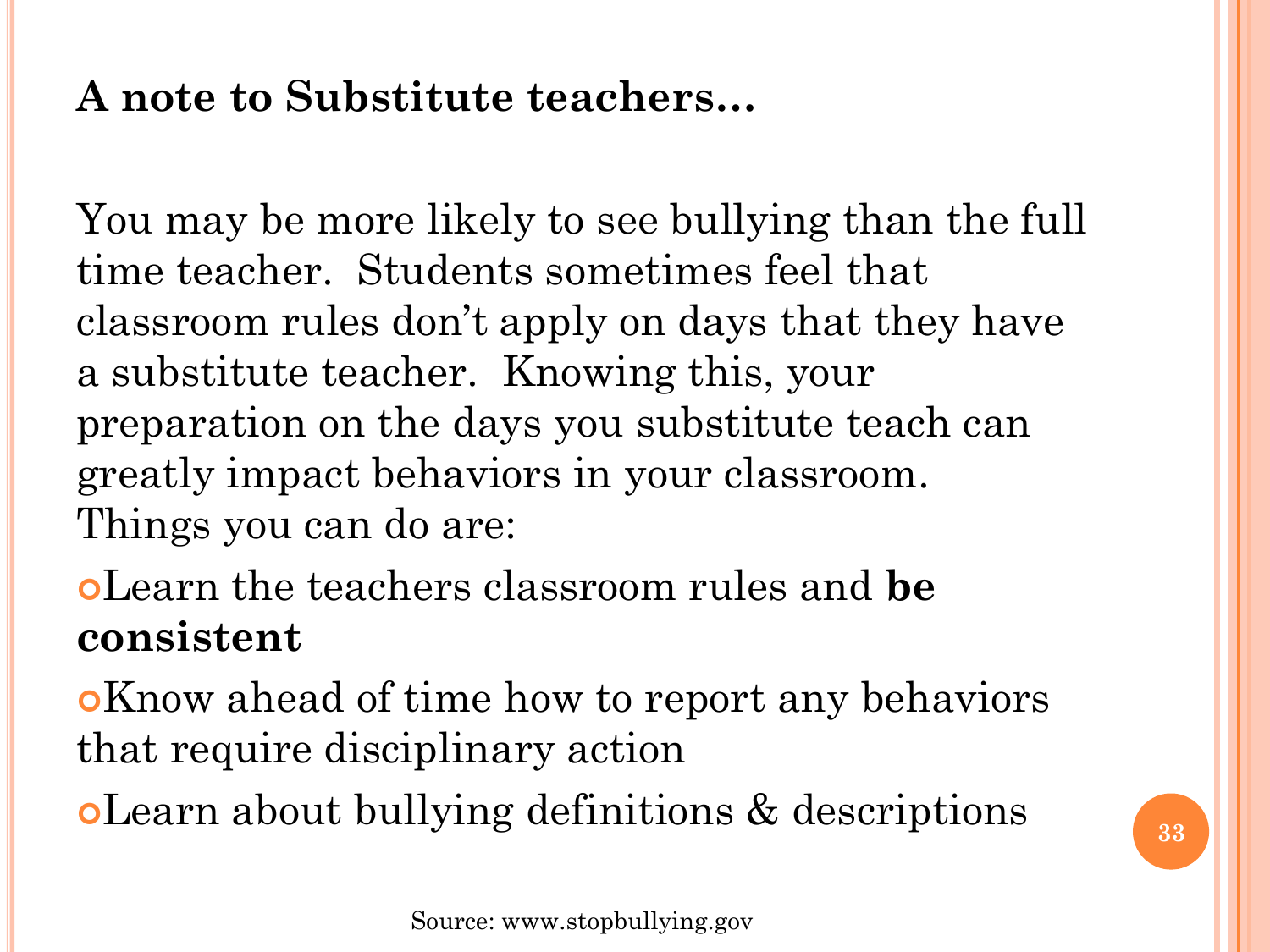**A note to Substitute teachers…**

You may be more likely to see bullying than the full time teacher. Students sometimes feel that classroom rules don't apply on days that they have a substitute teacher. Knowing this, your preparation on the days you substitute teach can greatly impact behaviors in your classroom. Things you can do are:

- Learn the teachers classroom rules and **be consistent**
- Know ahead of time how to report any behaviors that require disciplinary action
- Learn about bullying definitions & descriptions

Source: www.stopbullying.gov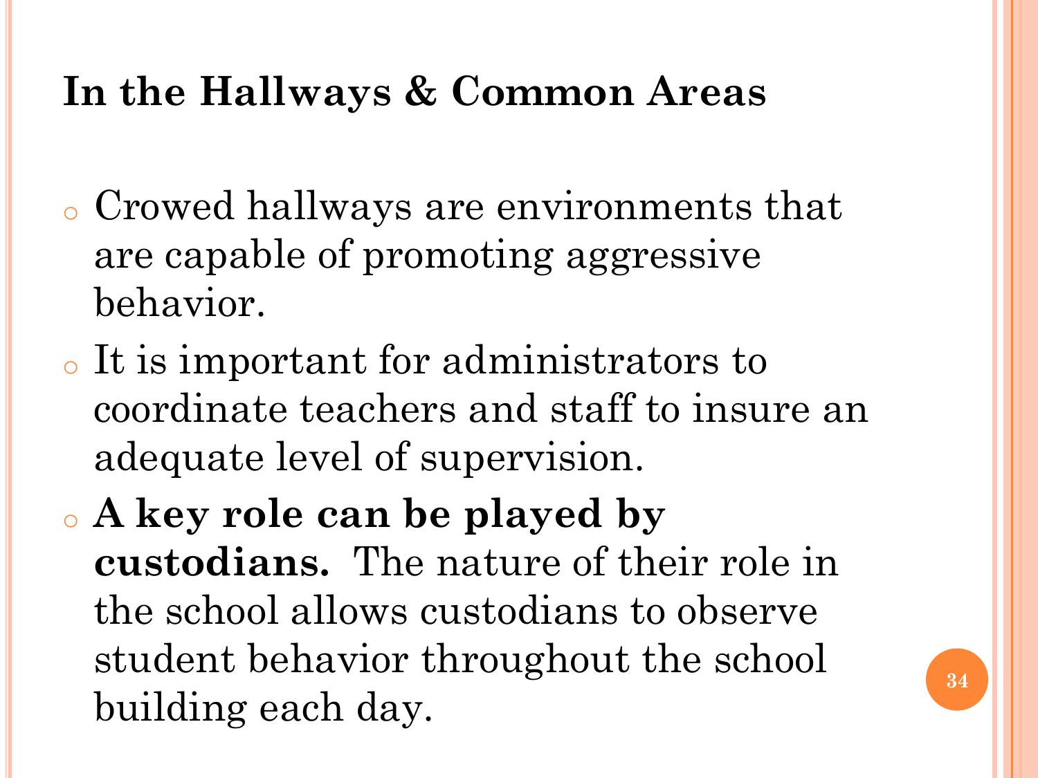## In the Hallways & Common Areas

- Crowed hallways are environments that are capable of promoting aggressive behavior.
- It is important for administrators to coordinate teachers and staff to insure an adequate level of supervision.
- **A key role can be played by custodians.** The nature of their role in the school allows custodians to observe student behavior throughout the school building each day.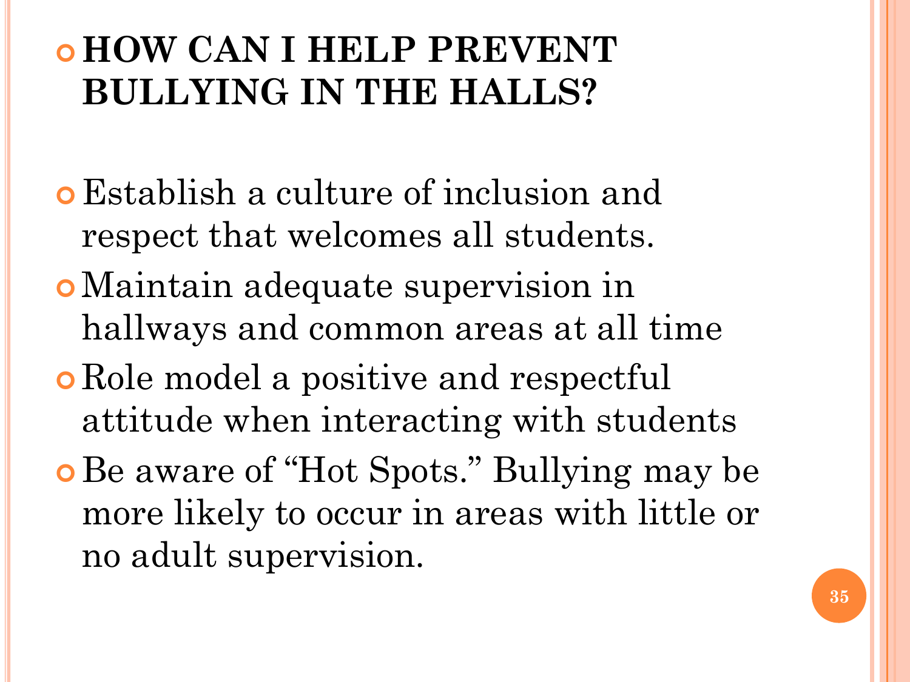## HOW CAN I HELP PREVENT BULLYING IN THE HALLS?

- Establish a culture of inclusion and respect that welcomes all students.
- Maintain adequate supervision in hallways and common areas at all time
- Role model a positive and respectful attitude when interacting with students
- Be aware of "Hot Spots." Bullying may be more likely to occur in areas with little or no adult supervision.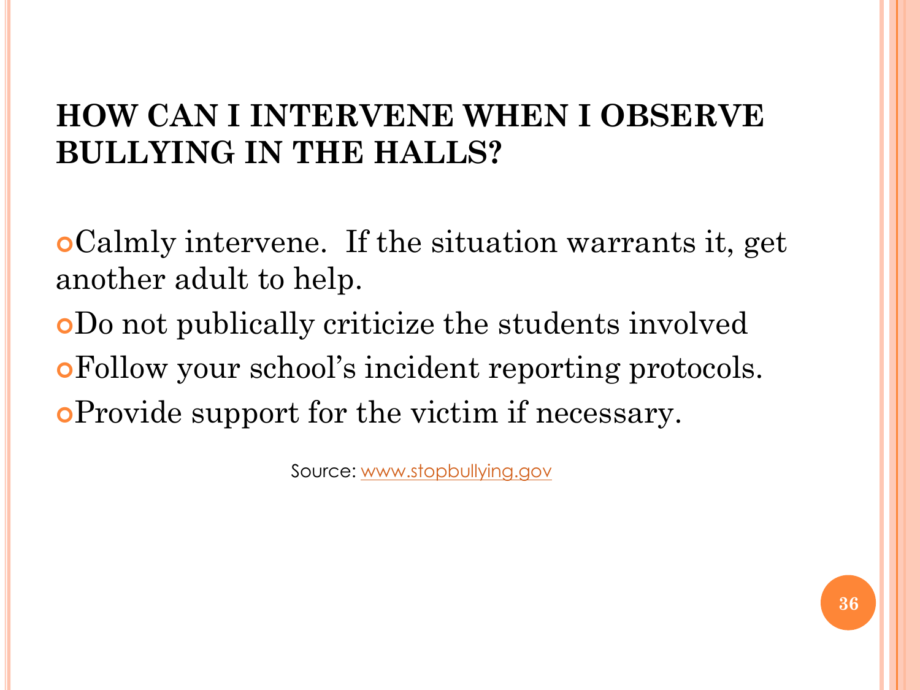# HOW CAN I INTERVENE WHEN I OBSERVE BULLYING IN THE HALLS?

- Calmly intervene.  If the situation warrants it, get another adult to help.
- Do not publically criticize the students involved
- Follow your school's incident reporting protocols.
- Provide support for the victim if necessary.

Source: [www.stopbullying.gov](www.stopbullying.gov)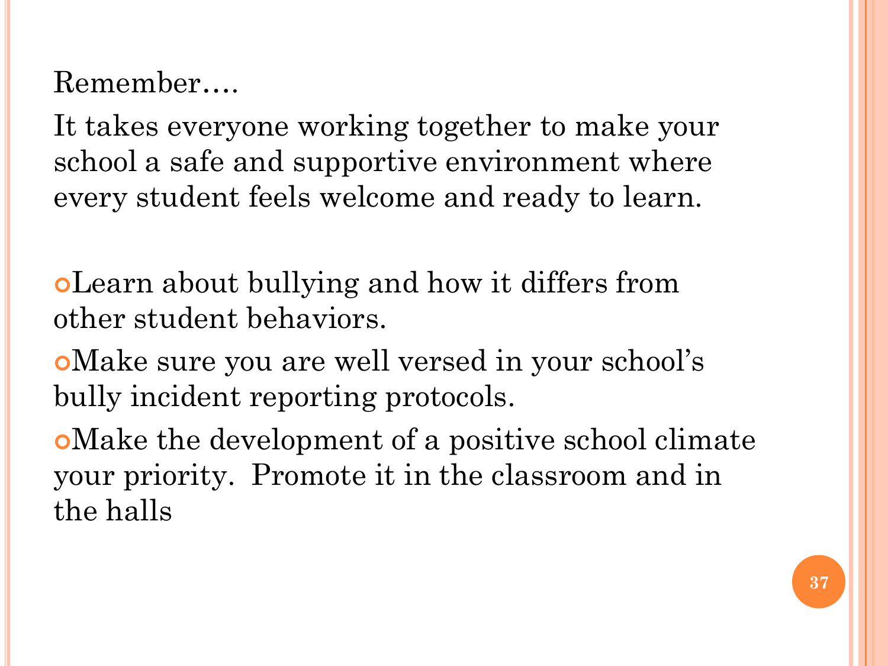Remember….

It takes everyone working together to make your school a safe and supportive environment where every student feels welcome and ready to learn.

- Learn about bullying and how it differs from other student behaviors.
- Make sure you are well versed in your school's bully incident reporting protocols.
- Make the development of a positive school climate your priority. Promote it in the classroom and in the halls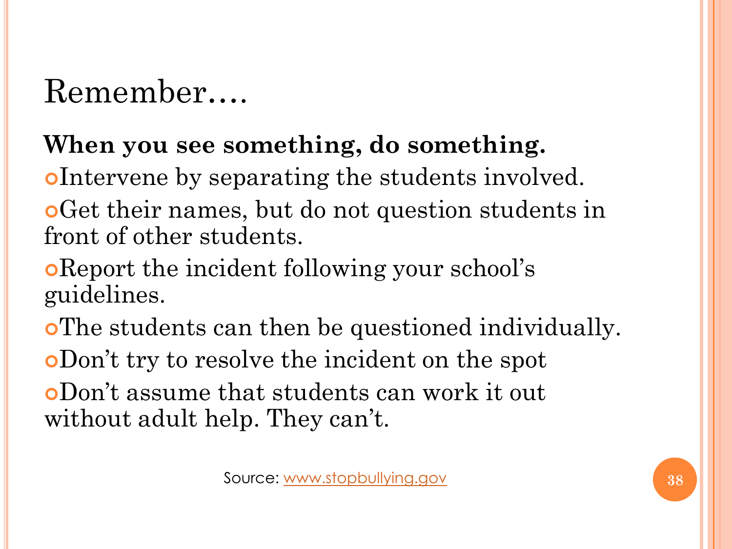# Remember….

**When you see something, do something.**

- Intervene by separating the students involved.
- Get their names, but do not question students in front of other students.
- Report the incident following your school's guidelines.
- The students can then be questioned individually.
- Don't try to resolve the incident on the spot
- Don't assume that students can work it out without adult help. They can't.

Source: [www.stopbullying.gov](http://www.stopbullying.gov)